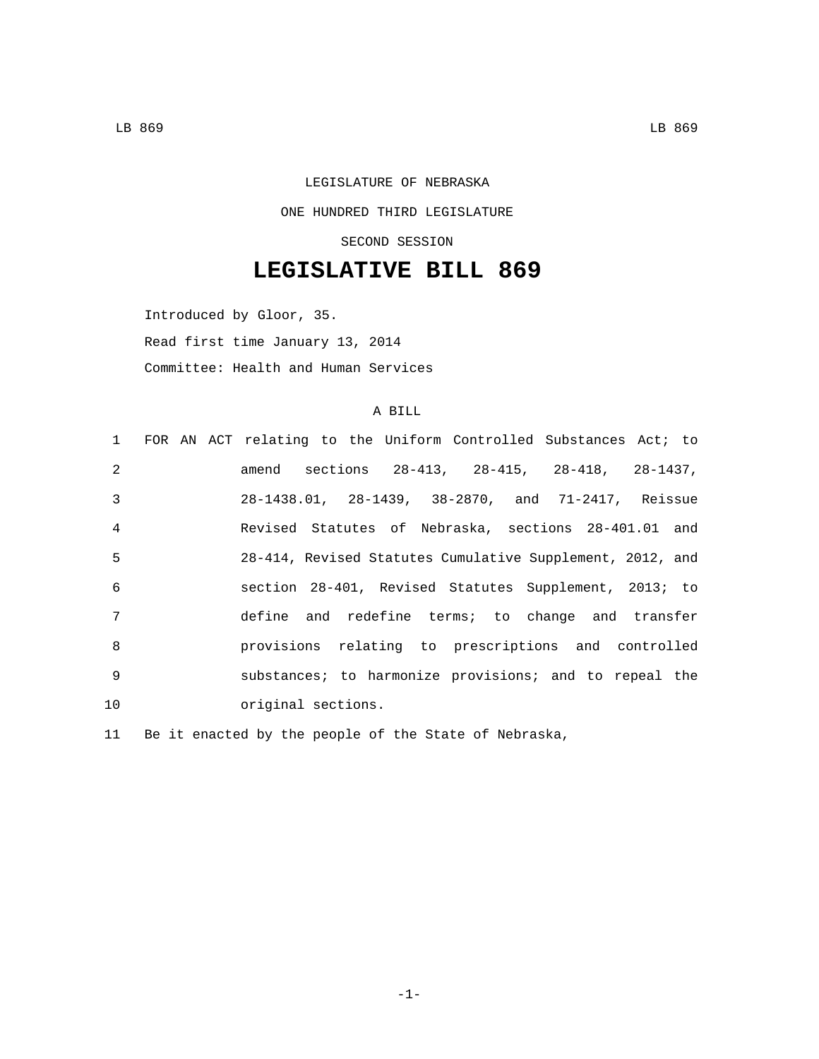LEGISLATURE OF NEBRASKA

ONE HUNDRED THIRD LEGISLATURE

SECOND SESSION

# LEGISLATIVE BILL 869

Introduced by Gloor, 35.

Read first time January 13, 2014

Committee: Health and Human Services

A BILL

1 FOR AN ACT relating to the Uniform Controlled Substances Act; to
2 amend sections 28-413, 28-415, 28-418, 28-1437,
3 28-1438.01, 28-1439, 38-2870, and 71-2417, Reissue
4 Revised Statutes of Nebraska, sections 28-401.01 and
5 28-414, Revised Statutes Cumulative Supplement, 2012, and
6 section 28-401, Revised Statutes Supplement, 2013; to
7 define and redefine terms; to change and transfer
8 provisions relating to prescriptions and controlled
9 substances; to harmonize provisions; and to repeal the
10 original sections.

11 Be it enacted by the people of the State of Nebraska,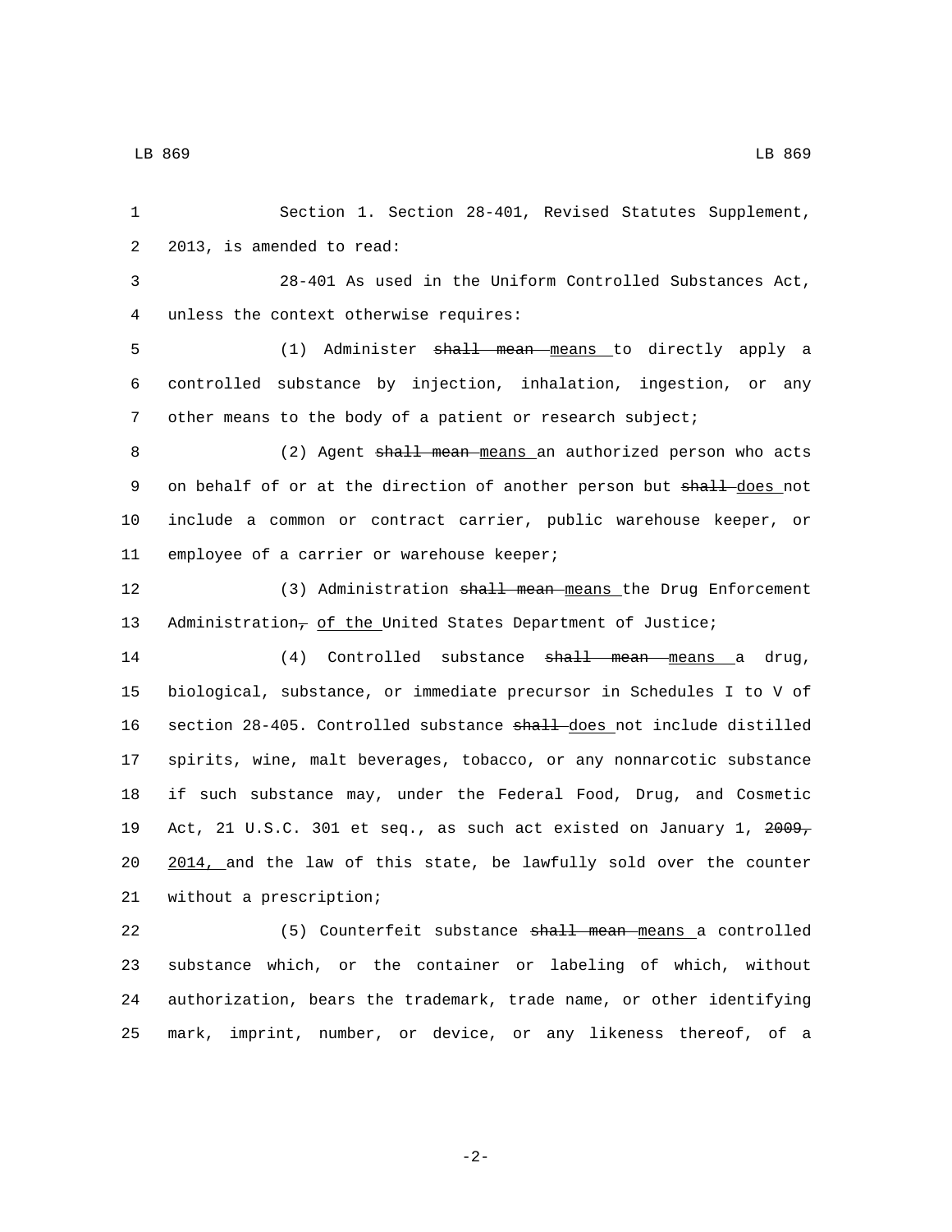Section 1. Section 28-401, Revised Statutes Supplement, 2013, is amended to read:

28-401 As used in the Uniform Controlled Substances Act, unless the context otherwise requires:

(1) Administer ~~shall mean~~ means to directly apply a controlled substance by injection, inhalation, ingestion, or any other means to the body of a patient or research subject;

(2) Agent ~~shall mean~~ means an authorized person who acts on behalf of or at the direction of another person but ~~shall~~ does not include a common or contract carrier, public warehouse keeper, or employee of a carrier or warehouse keeper;

(3) Administration ~~shall mean~~ means the Drug Enforcement Administration~~,~~ of the United States Department of Justice;

(4) Controlled substance ~~shall mean~~ means a drug, biological, substance, or immediate precursor in Schedules I to V of section 28-405. Controlled substance ~~shall~~ does not include distilled spirits, wine, malt beverages, tobacco, or any nonnarcotic substance if such substance may, under the Federal Food, Drug, and Cosmetic Act, 21 U.S.C. 301 et seq., as such act existed on January 1, ~~2009,~~ 2014, and the law of this state, be lawfully sold over the counter without a prescription;

(5) Counterfeit substance ~~shall mean~~ means a controlled substance which, or the container or labeling of which, without authorization, bears the trademark, trade name, or other identifying mark, imprint, number, or device, or any likeness thereof, of a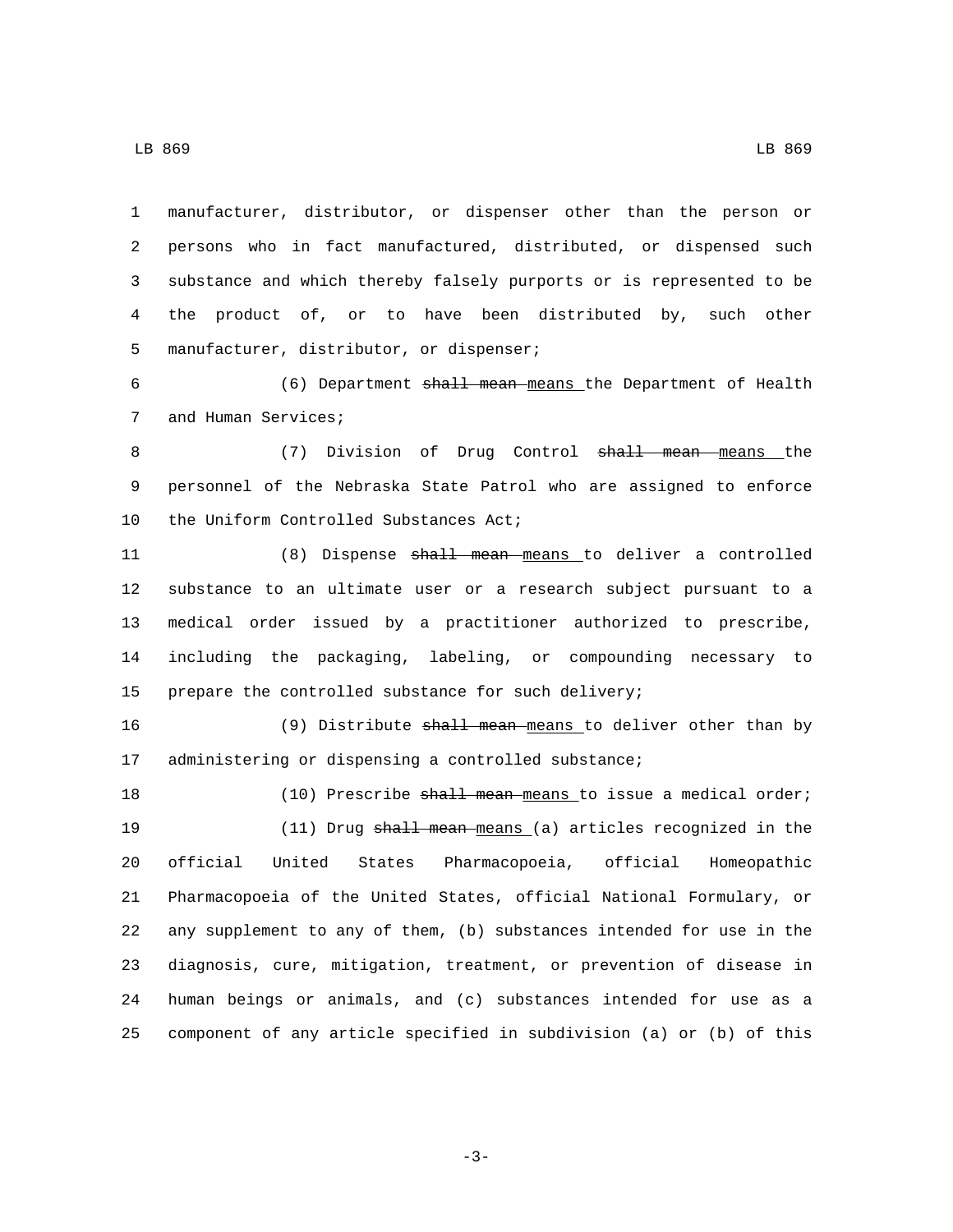manufacturer, distributor, or dispenser other than the person or persons who in fact manufactured, distributed, or dispensed such substance and which thereby falsely purports or is represented to be the product of, or to have been distributed by, such other manufacturer, distributor, or dispenser;

(6) Department ~~shall mean~~ <u>means</u> the Department of Health and Human Services;

(7) Division of Drug Control ~~shall mean~~ <u>means</u> the personnel of the Nebraska State Patrol who are assigned to enforce the Uniform Controlled Substances Act;

(8) Dispense ~~shall mean~~ <u>means</u> to deliver a controlled substance to an ultimate user or a research subject pursuant to a medical order issued by a practitioner authorized to prescribe, including the packaging, labeling, or compounding necessary to prepare the controlled substance for such delivery;

(9) Distribute ~~shall mean~~ <u>means</u> to deliver other than by administering or dispensing a controlled substance;

(10) Prescribe ~~shall mean~~ <u>means</u> to issue a medical order;

(11) Drug ~~shall mean~~ <u>means</u> (a) articles recognized in the official United States Pharmacopoeia, official Homeopathic Pharmacopoeia of the United States, official National Formulary, or any supplement to any of them, (b) substances intended for use in the diagnosis, cure, mitigation, treatment, or prevention of disease in human beings or animals, and (c) substances intended for use as a component of any article specified in subdivision (a) or (b) of this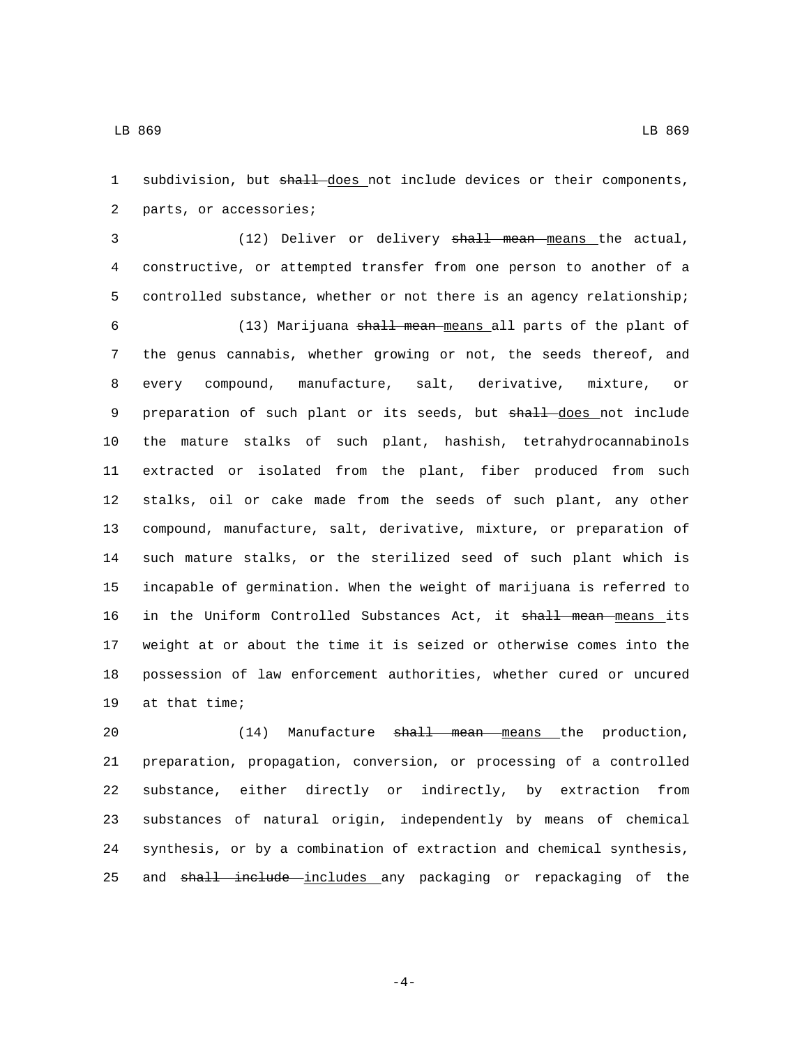subdivision, but ~~shall~~ <u>does</u> not include devices or their components, parts, or accessories;

(12) Deliver or delivery ~~shall mean~~ <u>means</u> the actual, constructive, or attempted transfer from one person to another of a controlled substance, whether or not there is an agency relationship;

(13) Marijuana ~~shall mean~~ <u>means</u> all parts of the plant of the genus cannabis, whether growing or not, the seeds thereof, and every compound, manufacture, salt, derivative, mixture, or preparation of such plant or its seeds, but ~~shall~~ <u>does</u> not include the mature stalks of such plant, hashish, tetrahydrocannabinols extracted or isolated from the plant, fiber produced from such stalks, oil or cake made from the seeds of such plant, any other compound, manufacture, salt, derivative, mixture, or preparation of such mature stalks, or the sterilized seed of such plant which is incapable of germination. When the weight of marijuana is referred to in the Uniform Controlled Substances Act, it ~~shall mean~~ <u>means</u> its weight at or about the time it is seized or otherwise comes into the possession of law enforcement authorities, whether cured or uncured at that time;

(14) Manufacture ~~shall mean~~ <u>means</u> the production, preparation, propagation, conversion, or processing of a controlled substance, either directly or indirectly, by extraction from substances of natural origin, independently by means of chemical synthesis, or by a combination of extraction and chemical synthesis, and ~~shall include~~ <u>includes</u> any packaging or repackaging of the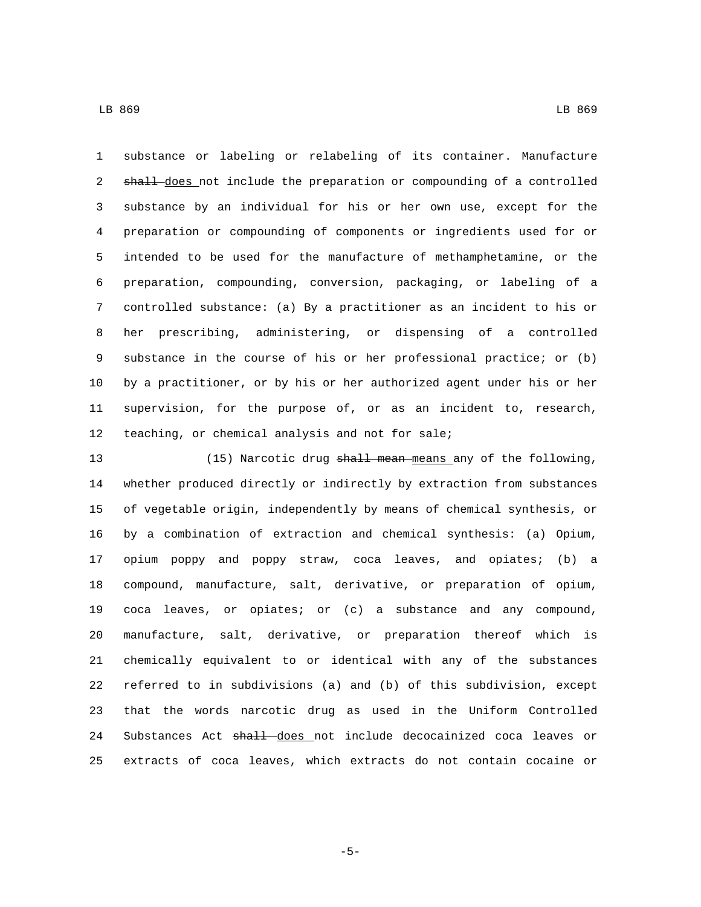substance or labeling or relabeling of its container. Manufacture ~~shall~~ does not include the preparation or compounding of a controlled substance by an individual for his or her own use, except for the preparation or compounding of components or ingredients used for or intended to be used for the manufacture of methamphetamine, or the preparation, compounding, conversion, packaging, or labeling of a controlled substance: (a) By a practitioner as an incident to his or her prescribing, administering, or dispensing of a controlled substance in the course of his or her professional practice; or (b) by a practitioner, or by his or her authorized agent under his or her supervision, for the purpose of, or as an incident to, research, teaching, or chemical analysis and not for sale;

(15) Narcotic drug ~~shall mean~~ means any of the following, whether produced directly or indirectly by extraction from substances of vegetable origin, independently by means of chemical synthesis, or by a combination of extraction and chemical synthesis: (a) Opium, opium poppy and poppy straw, coca leaves, and opiates; (b) a compound, manufacture, salt, derivative, or preparation of opium, coca leaves, or opiates; or (c) a substance and any compound, manufacture, salt, derivative, or preparation thereof which is chemically equivalent to or identical with any of the substances referred to in subdivisions (a) and (b) of this subdivision, except that the words narcotic drug as used in the Uniform Controlled Substances Act ~~shall~~ does not include decocainized coca leaves or extracts of coca leaves, which extracts do not contain cocaine or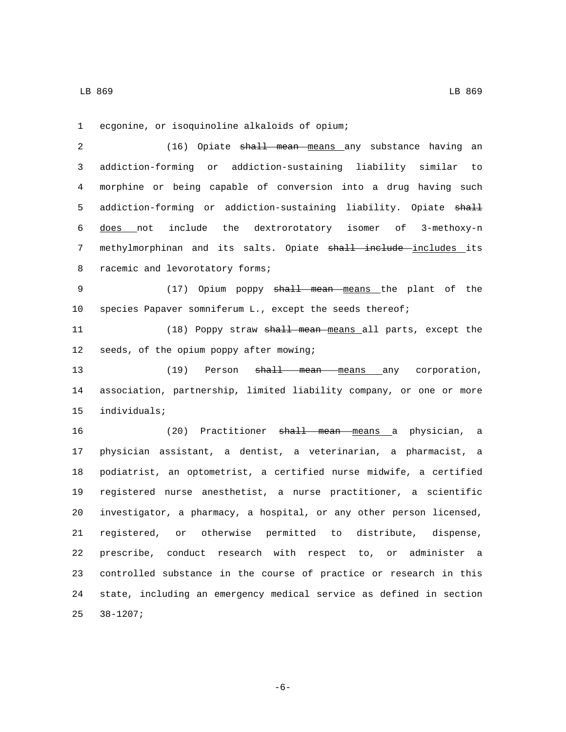ecgonine, or isoquinoline alkaloids of opium;

(16) Opiate ~~shall mean~~ <u>means</u> any substance having an addiction-forming or addiction-sustaining liability similar to morphine or being capable of conversion into a drug having such addiction-forming or addiction-sustaining liability. Opiate ~~shall~~ <u>does</u> not include the dextrorotatory isomer of 3-methoxy-n methylmorphinan and its salts. Opiate ~~shall include~~ <u>includes</u> its racemic and levorotatory forms;

(17) Opium poppy ~~shall mean~~ <u>means</u> the plant of the species Papaver somniferum L., except the seeds thereof;

(18) Poppy straw ~~shall mean~~ <u>means</u> all parts, except the seeds, of the opium poppy after mowing;

(19) Person ~~shall mean~~ <u>means</u> any corporation, association, partnership, limited liability company, or one or more individuals;

(20) Practitioner ~~shall mean~~ <u>means</u> a physician, a physician assistant, a dentist, a veterinarian, a pharmacist, a podiatrist, an optometrist, a certified nurse midwife, a certified registered nurse anesthetist, a nurse practitioner, a scientific investigator, a pharmacy, a hospital, or any other person licensed, registered, or otherwise permitted to distribute, dispense, prescribe, conduct research with respect to, or administer a controlled substance in the course of practice or research in this state, including an emergency medical service as defined in section 38-1207;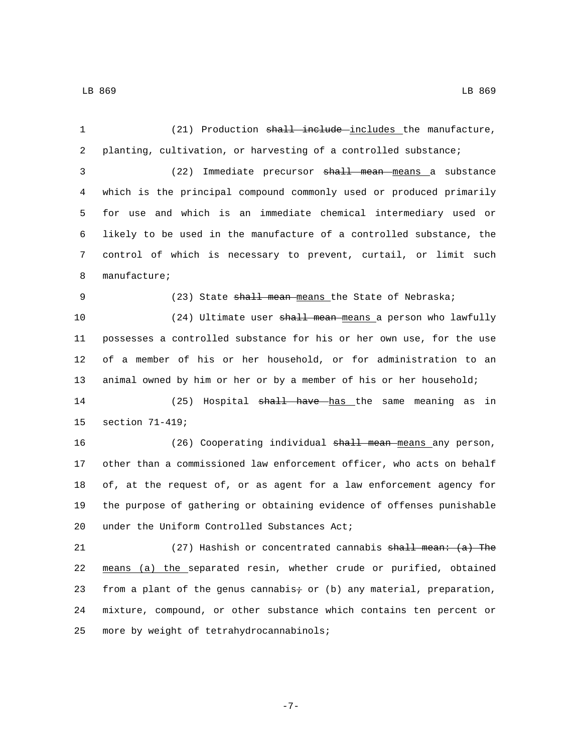(21) Production ~~shall include~~ includes the manufacture, planting, cultivation, or harvesting of a controlled substance;

(22) Immediate precursor ~~shall mean~~ means a substance which is the principal compound commonly used or produced primarily for use and which is an immediate chemical intermediary used or likely to be used in the manufacture of a controlled substance, the control of which is necessary to prevent, curtail, or limit such manufacture;

(23) State ~~shall mean~~ means the State of Nebraska;

(24) Ultimate user ~~shall mean~~ means a person who lawfully possesses a controlled substance for his or her own use, for the use of a member of his or her household, or for administration to an animal owned by him or her or by a member of his or her household;

(25) Hospital ~~shall have~~ has the same meaning as in section 71-419;

(26) Cooperating individual ~~shall mean~~ means any person, other than a commissioned law enforcement officer, who acts on behalf of, at the request of, or as agent for a law enforcement agency for the purpose of gathering or obtaining evidence of offenses punishable under the Uniform Controlled Substances Act;

(27) Hashish or concentrated cannabis ~~shall mean: (a) The~~ means (a) the separated resin, whether crude or purified, obtained from a plant of the genus cannabis~~;~~ or (b) any material, preparation, mixture, compound, or other substance which contains ten percent or more by weight of tetrahydrocannabinols;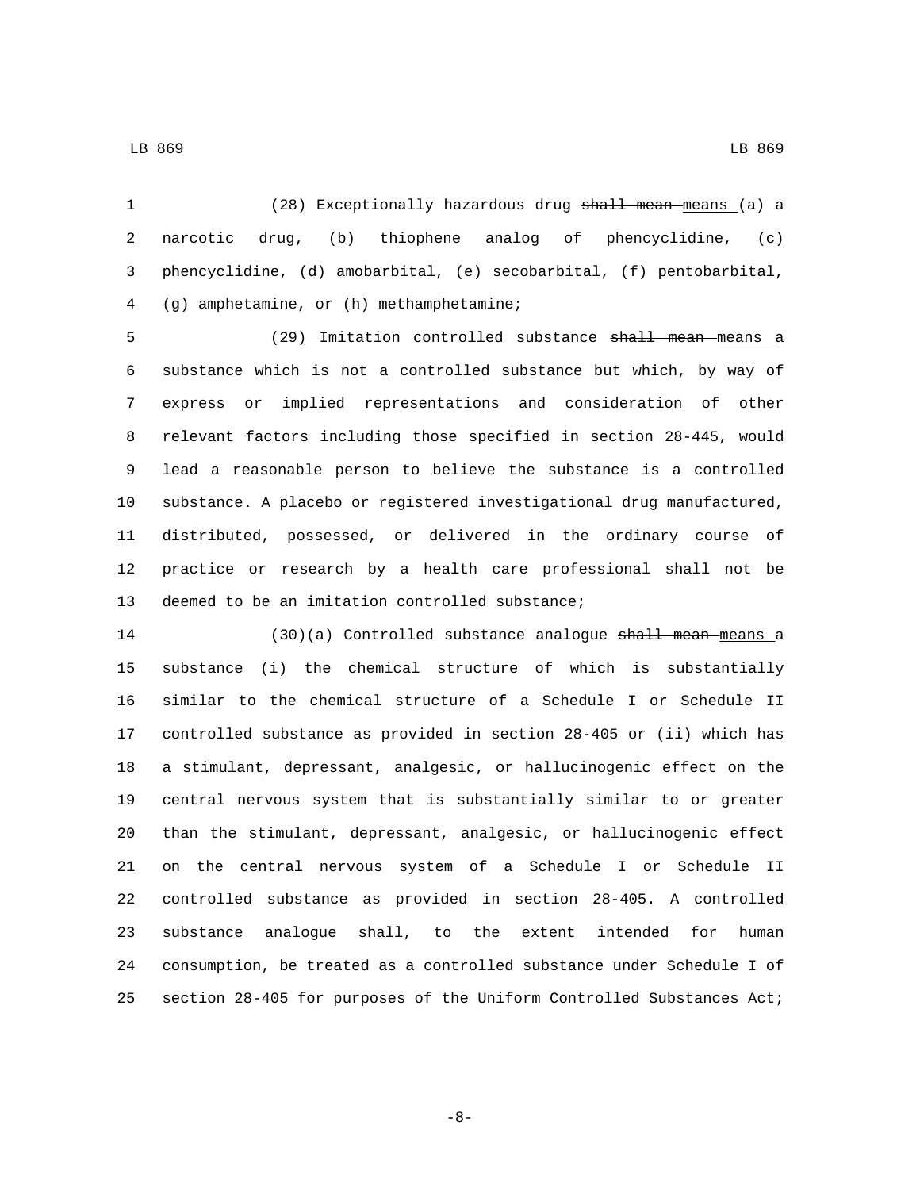(28) Exceptionally hazardous drug ~~shall mean~~ means (a) a narcotic drug, (b) thiophene analog of phencyclidine, (c) phencyclidine, (d) amobarbital, (e) secobarbital, (f) pentobarbital, (g) amphetamine, or (h) methamphetamine;

(29) Imitation controlled substance ~~shall mean~~ means a substance which is not a controlled substance but which, by way of express or implied representations and consideration of other relevant factors including those specified in section 28-445, would lead a reasonable person to believe the substance is a controlled substance. A placebo or registered investigational drug manufactured, distributed, possessed, or delivered in the ordinary course of practice or research by a health care professional shall not be deemed to be an imitation controlled substance;

(30)(a) Controlled substance analogue ~~shall mean~~ means a substance (i) the chemical structure of which is substantially similar to the chemical structure of a Schedule I or Schedule II controlled substance as provided in section 28-405 or (ii) which has a stimulant, depressant, analgesic, or hallucinogenic effect on the central nervous system that is substantially similar to or greater than the stimulant, depressant, analgesic, or hallucinogenic effect on the central nervous system of a Schedule I or Schedule II controlled substance as provided in section 28-405. A controlled substance analogue shall, to the extent intended for human consumption, be treated as a controlled substance under Schedule I of section 28-405 for purposes of the Uniform Controlled Substances Act;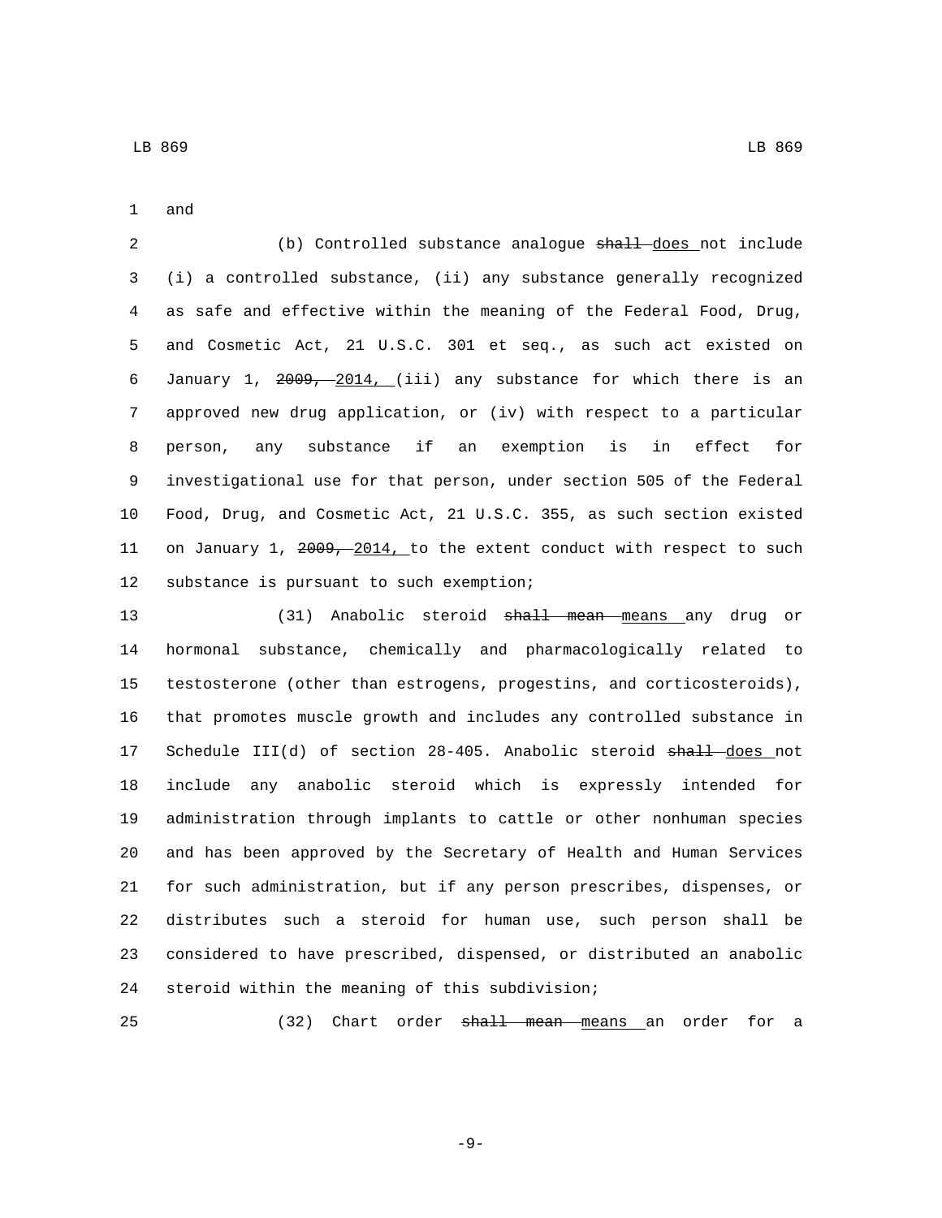and

(b) Controlled substance analogue ~~shall~~ does not include (i) a controlled substance, (ii) any substance generally recognized as safe and effective within the meaning of the Federal Food, Drug, and Cosmetic Act, 21 U.S.C. 301 et seq., as such act existed on January 1, ~~2009,~~ 2014, (iii) any substance for which there is an approved new drug application, or (iv) with respect to a particular person, any substance if an exemption is in effect for investigational use for that person, under section 505 of the Federal Food, Drug, and Cosmetic Act, 21 U.S.C. 355, as such section existed on January 1, ~~2009,~~ 2014, to the extent conduct with respect to such substance is pursuant to such exemption;

(31) Anabolic steroid ~~shall mean~~ means any drug or hormonal substance, chemically and pharmacologically related to testosterone (other than estrogens, progestins, and corticosteroids), that promotes muscle growth and includes any controlled substance in Schedule III(d) of section 28-405. Anabolic steroid ~~shall~~ does not include any anabolic steroid which is expressly intended for administration through implants to cattle or other nonhuman species and has been approved by the Secretary of Health and Human Services for such administration, but if any person prescribes, dispenses, or distributes such a steroid for human use, such person shall be considered to have prescribed, dispensed, or distributed an anabolic steroid within the meaning of this subdivision;

(32) Chart order ~~shall mean~~ means an order for a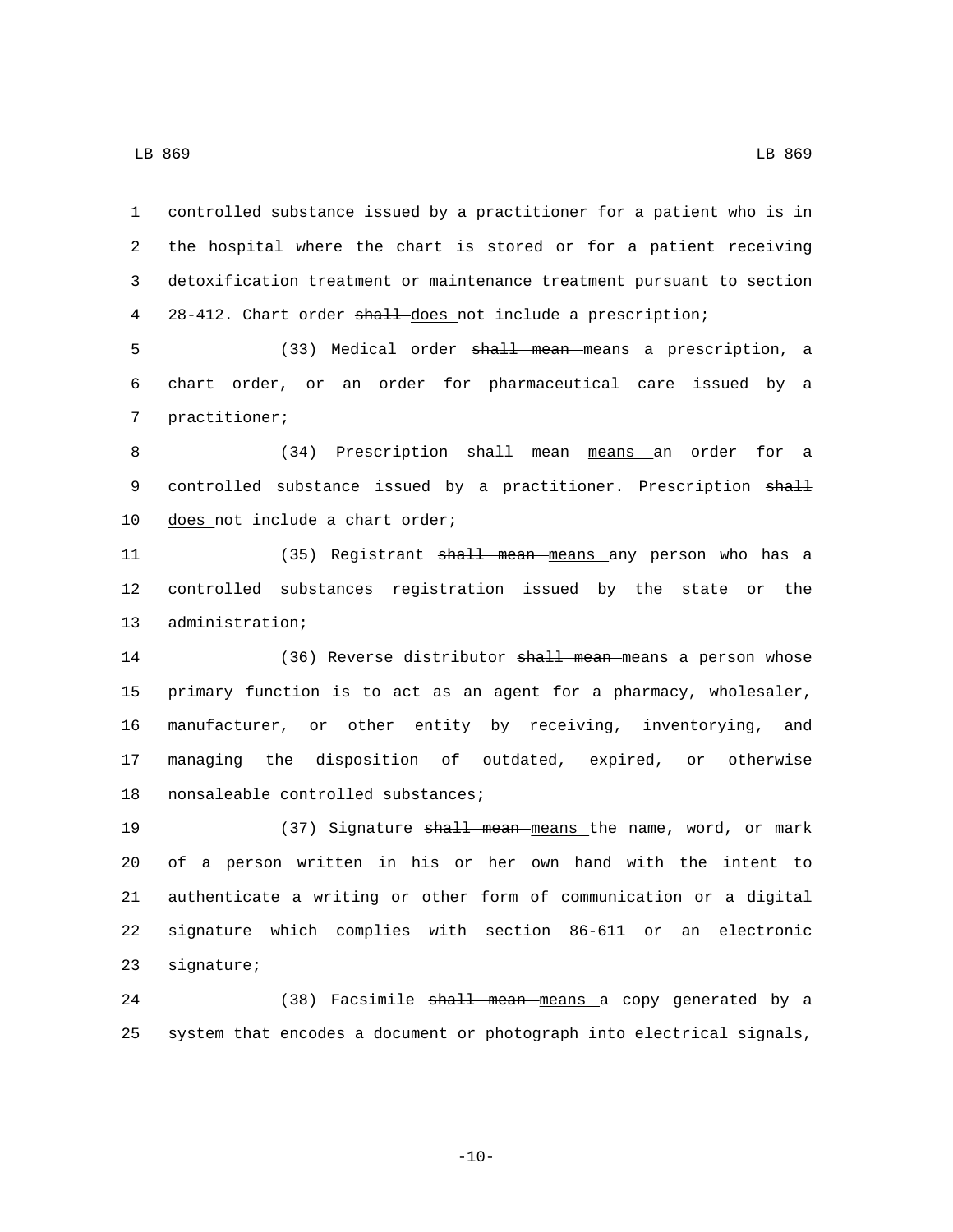controlled substance issued by a practitioner for a patient who is in the hospital where the chart is stored or for a patient receiving detoxification treatment or maintenance treatment pursuant to section 28-412. Chart order ~~shall~~ does not include a prescription;

(33) Medical order ~~shall mean~~ means a prescription, a chart order, or an order for pharmaceutical care issued by a practitioner;

(34) Prescription ~~shall mean~~ means an order for a controlled substance issued by a practitioner. Prescription ~~shall~~ does not include a chart order;

(35) Registrant ~~shall mean~~ means any person who has a controlled substances registration issued by the state or the administration;

(36) Reverse distributor ~~shall mean~~ means a person whose primary function is to act as an agent for a pharmacy, wholesaler, manufacturer, or other entity by receiving, inventorying, and managing the disposition of outdated, expired, or otherwise nonsaleable controlled substances;

(37) Signature ~~shall mean~~ means the name, word, or mark of a person written in his or her own hand with the intent to authenticate a writing or other form of communication or a digital signature which complies with section 86-611 or an electronic signature;

(38) Facsimile ~~shall mean~~ means a copy generated by a system that encodes a document or photograph into electrical signals,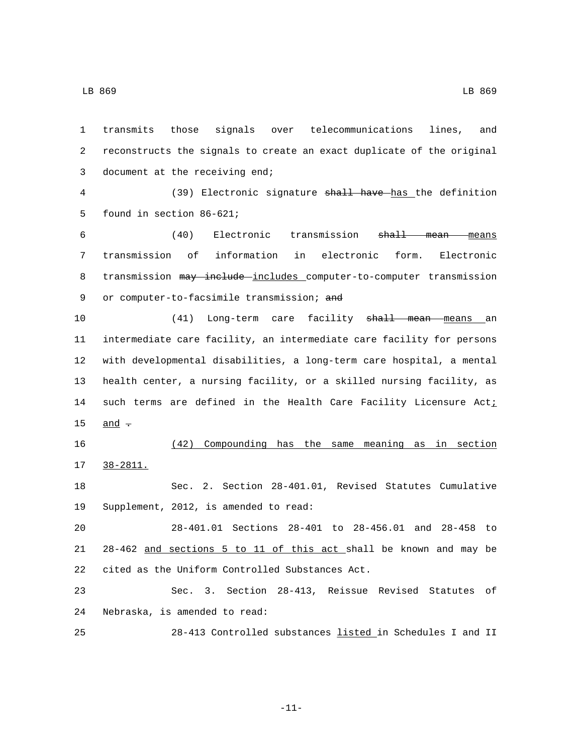transmits those signals over telecommunications lines, and reconstructs the signals to create an exact duplicate of the original document at the receiving end;

(39) Electronic signature ~~shall have~~ <u>has</u> the definition found in section 86-621;

(40) Electronic transmission ~~shall mean~~ <u>means</u> transmission of information in electronic form. Electronic transmission ~~may include~~ <u>includes</u> computer-to-computer transmission or computer-to-facsimile transmission; ~~and~~

(41) Long-term care facility ~~shall mean~~ <u>means</u> an intermediate care facility, an intermediate care facility for persons with developmental disabilities, a long-term care hospital, a mental health center, a nursing facility, or a skilled nursing facility, as such terms are defined in the Health Care Facility Licensure Act<u>;</u> <u>and</u> ~~.~~

<u>(42) Compounding has the same meaning as in section 38-2811.</u>

Sec. 2. Section 28-401.01, Revised Statutes Cumulative Supplement, 2012, is amended to read:

28-401.01 Sections 28-401 to 28-456.01 and 28-458 to 28-462 <u>and sections 5 to 11 of this act</u> shall be known and may be cited as the Uniform Controlled Substances Act.

Sec. 3. Section 28-413, Reissue Revised Statutes of Nebraska, is amended to read:

28-413 Controlled substances <u>listed</u> in Schedules I and II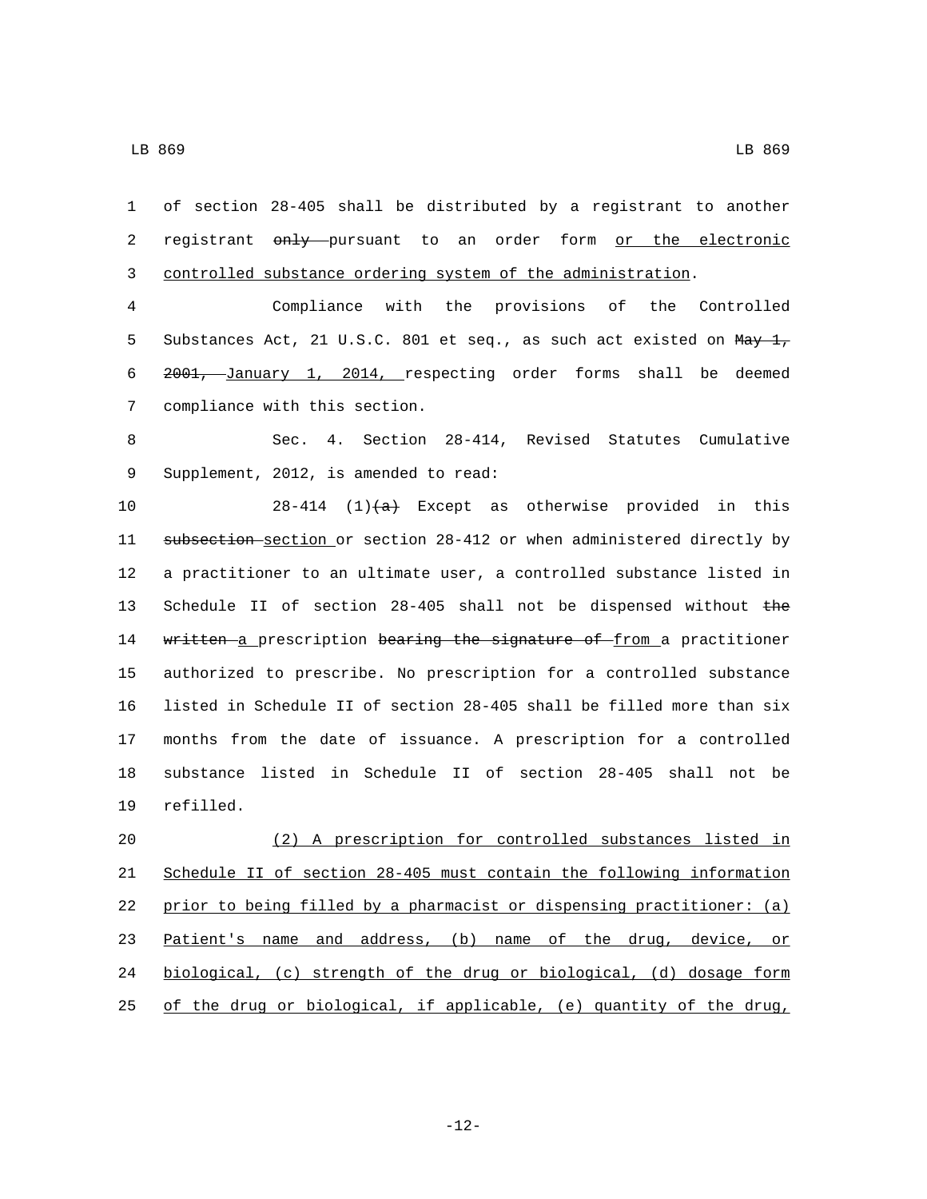of section 28-405 shall be distributed by a registrant to another registrant ~~only~~ pursuant to an order form <u>or the electronic controlled substance ordering system of the administration</u>.

Compliance with the provisions of the Controlled Substances Act, 21 U.S.C. 801 et seq., as such act existed on ~~May 1, 2001,~~ <u>January 1, 2014,</u> respecting order forms shall be deemed compliance with this section.

Sec. 4. Section 28-414, Revised Statutes Cumulative Supplement, 2012, is amended to read:

28-414 (1)~~(a)~~ Except as otherwise provided in this ~~subsection~~ <u>section</u> or section 28-412 or when administered directly by a practitioner to an ultimate user, a controlled substance listed in Schedule II of section 28-405 shall not be dispensed without ~~the written~~ <u>a</u> prescription ~~bearing the signature of~~ <u>from</u> a practitioner authorized to prescribe. No prescription for a controlled substance listed in Schedule II of section 28-405 shall be filled more than six months from the date of issuance. A prescription for a controlled substance listed in Schedule II of section 28-405 shall not be refilled.

<u>(2) A prescription for controlled substances listed in Schedule II of section 28-405 must contain the following information prior to being filled by a pharmacist or dispensing practitioner: (a) Patient's name and address, (b) name of the drug, device, or biological, (c) strength of the drug or biological, (d) dosage form of the drug or biological, if applicable, (e) quantity of the drug,</u>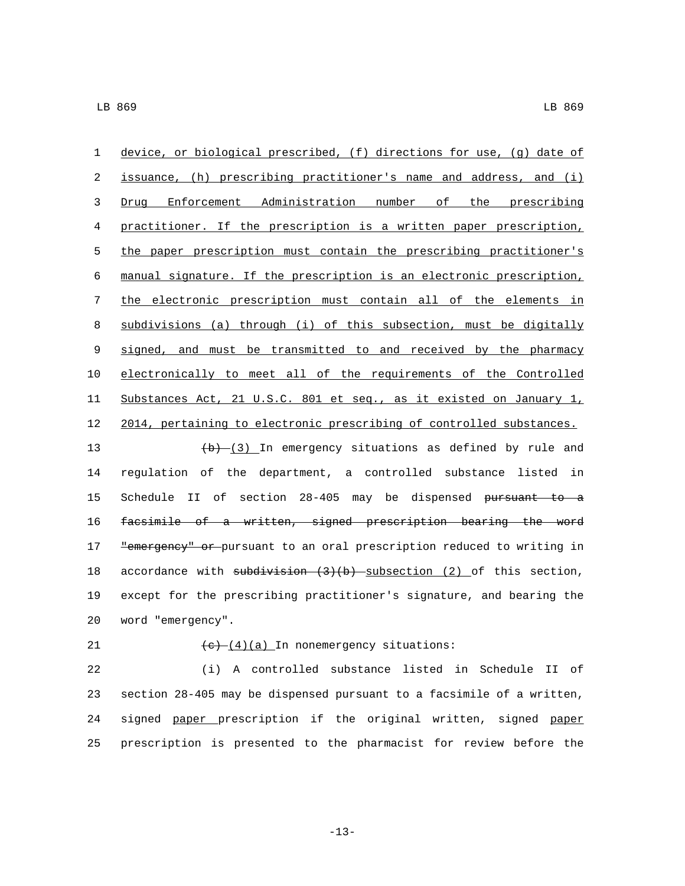device, or biological prescribed, (f) directions for use, (g) date of issuance, (h) prescribing practitioner's name and address, and (i) Drug Enforcement Administration number of the prescribing practitioner. If the prescription is a written paper prescription, the paper prescription must contain the prescribing practitioner's manual signature. If the prescription is an electronic prescription, the electronic prescription must contain all of the elements in subdivisions (a) through (i) of this subsection, must be digitally signed, and must be transmitted to and received by the pharmacy electronically to meet all of the requirements of the Controlled Substances Act, 21 U.S.C. 801 et seq., as it existed on January 1, 2014, pertaining to electronic prescribing of controlled substances.

~~(b)~~ (3) In emergency situations as defined by rule and regulation of the department, a controlled substance listed in Schedule II of section 28-405 may be dispensed ~~pursuant to a facsimile of a written, signed prescription bearing the word "emergency" or~~ pursuant to an oral prescription reduced to writing in accordance with ~~subdivision (3)(b)~~ subsection (2) of this section, except for the prescribing practitioner's signature, and bearing the word "emergency".

~~(c)~~ (4)(a) In nonemergency situations:

(i) A controlled substance listed in Schedule II of section 28-405 may be dispensed pursuant to a facsimile of a written, signed paper prescription if the original written, signed paper prescription is presented to the pharmacist for review before the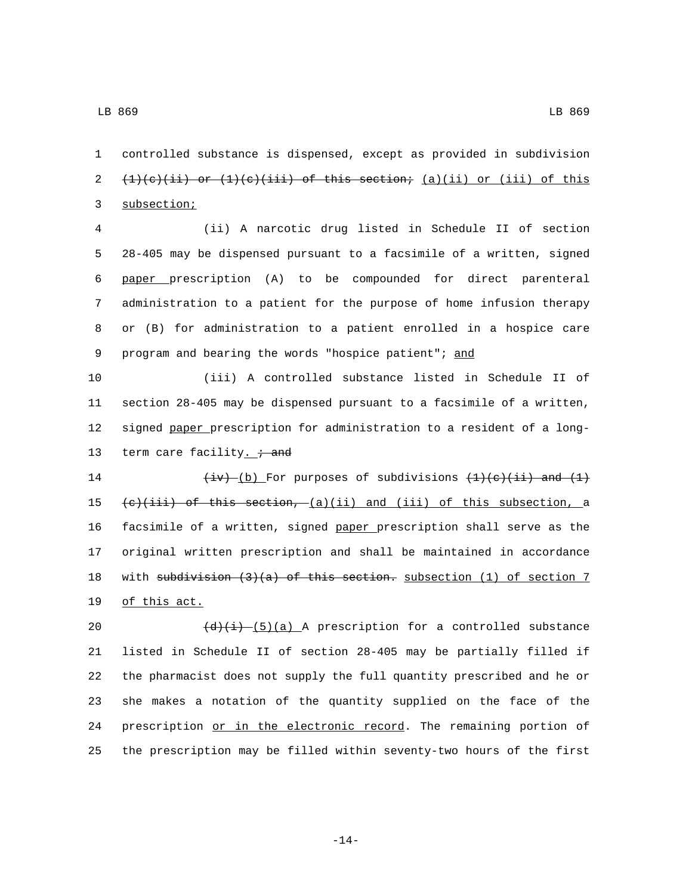controlled substance is dispensed, except as provided in subdivision ~~(1)(c)(ii) or (1)(c)(iii) of this section;~~ (a)(ii) or (iii) of this subsection;

(ii) A narcotic drug listed in Schedule II of section 28-405 may be dispensed pursuant to a facsimile of a written, signed paper prescription (A) to be compounded for direct parenteral administration to a patient for the purpose of home infusion therapy or (B) for administration to a patient enrolled in a hospice care program and bearing the words "hospice patient"; and

(iii) A controlled substance listed in Schedule II of section 28-405 may be dispensed pursuant to a facsimile of a written, signed paper prescription for administration to a resident of a long-term care facility. ~~; and~~

~~(iv)~~ (b) For purposes of subdivisions ~~(1)(c)(ii) and (1)(c)(iii) of this section,~~ (a)(ii) and (iii) of this subsection, a facsimile of a written, signed paper prescription shall serve as the original written prescription and shall be maintained in accordance with ~~subdivision (3)(a) of this section.~~ subsection (1) of section 7 of this act.

~~(d)(i)~~ (5)(a) A prescription for a controlled substance listed in Schedule II of section 28-405 may be partially filled if the pharmacist does not supply the full quantity prescribed and he or she makes a notation of the quantity supplied on the face of the prescription or in the electronic record. The remaining portion of the prescription may be filled within seventy-two hours of the first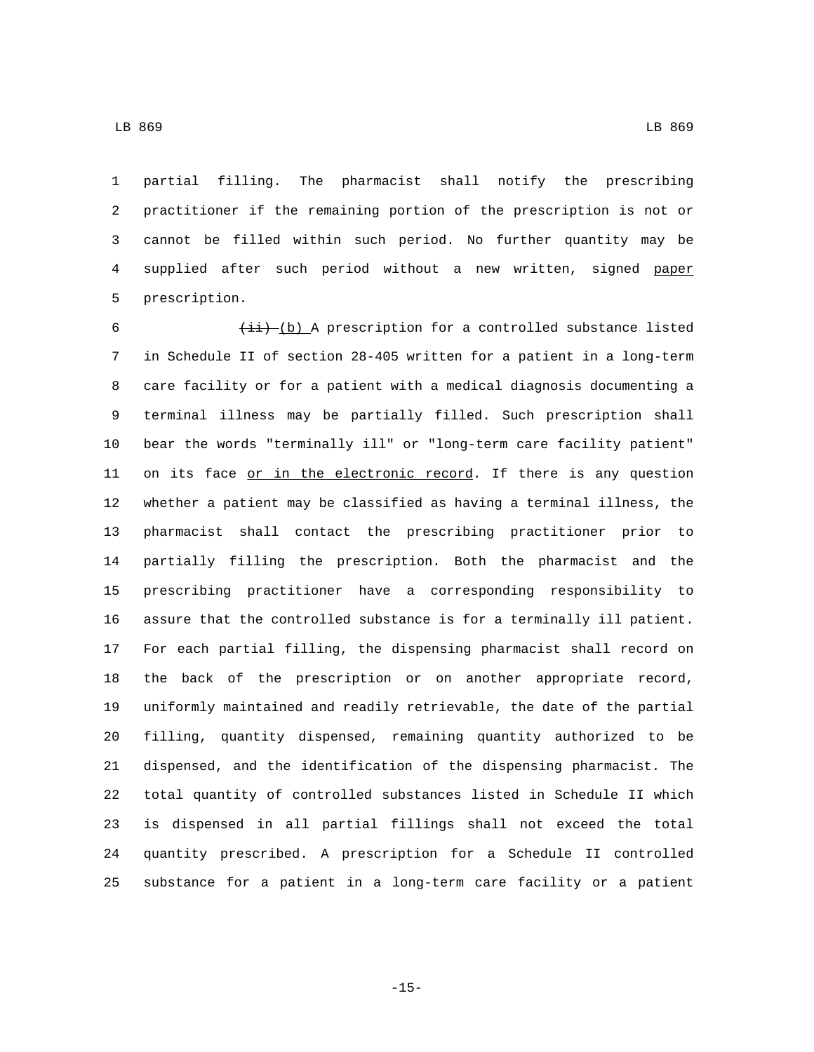partial filling. The pharmacist shall notify the prescribing practitioner if the remaining portion of the prescription is not or cannot be filled within such period. No further quantity may be supplied after such period without a new written, signed paper prescription.

~~(ii)~~ (b) A prescription for a controlled substance listed in Schedule II of section 28-405 written for a patient in a long-term care facility or for a patient with a medical diagnosis documenting a terminal illness may be partially filled. Such prescription shall bear the words "terminally ill" or "long-term care facility patient" on its face or in the electronic record. If there is any question whether a patient may be classified as having a terminal illness, the pharmacist shall contact the prescribing practitioner prior to partially filling the prescription. Both the pharmacist and the prescribing practitioner have a corresponding responsibility to assure that the controlled substance is for a terminally ill patient. For each partial filling, the dispensing pharmacist shall record on the back of the prescription or on another appropriate record, uniformly maintained and readily retrievable, the date of the partial filling, quantity dispensed, remaining quantity authorized to be dispensed, and the identification of the dispensing pharmacist. The total quantity of controlled substances listed in Schedule II which is dispensed in all partial fillings shall not exceed the total quantity prescribed. A prescription for a Schedule II controlled substance for a patient in a long-term care facility or a patient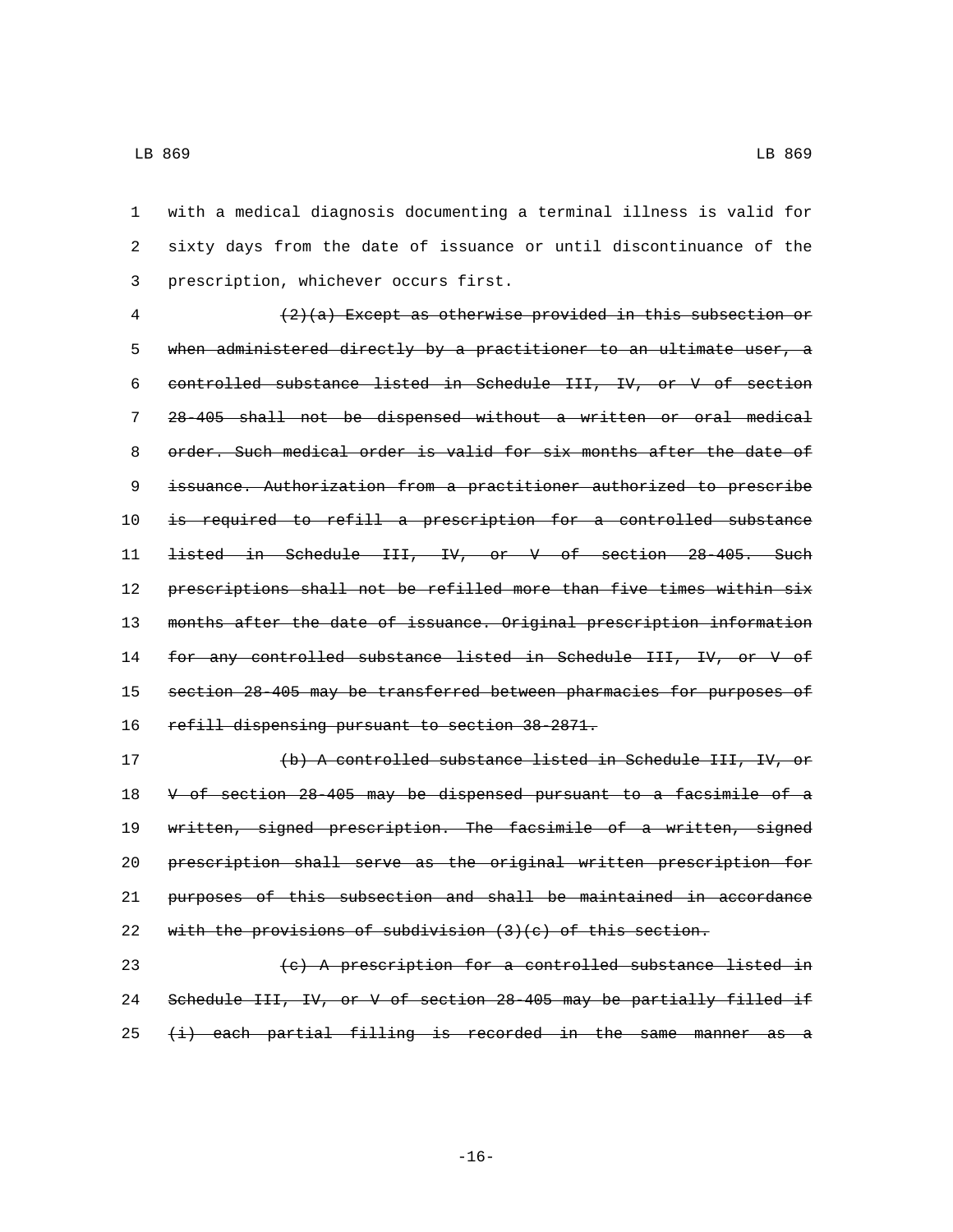with a medical diagnosis documenting a terminal illness is valid for sixty days from the date of issuance or until discontinuance of the prescription, whichever occurs first.

~~(2)(a) Except as otherwise provided in this subsection or when administered directly by a practitioner to an ultimate user, a controlled substance listed in Schedule III, IV, or V of section 28-405 shall not be dispensed without a written or oral medical order. Such medical order is valid for six months after the date of issuance. Authorization from a practitioner authorized to prescribe is required to refill a prescription for a controlled substance listed in Schedule III, IV, or V of section 28-405. Such prescriptions shall not be refilled more than five times within six months after the date of issuance. Original prescription information for any controlled substance listed in Schedule III, IV, or V of section 28-405 may be transferred between pharmacies for purposes of refill dispensing pursuant to section 38-2871.~~

~~(b) A controlled substance listed in Schedule III, IV, or V of section 28-405 may be dispensed pursuant to a facsimile of a written, signed prescription. The facsimile of a written, signed prescription shall serve as the original written prescription for purposes of this subsection and shall be maintained in accordance with the provisions of subdivision (3)(c) of this section.~~

~~(c) A prescription for a controlled substance listed in Schedule III, IV, or V of section 28-405 may be partially filled if (i) each partial filling is recorded in the same manner as a~~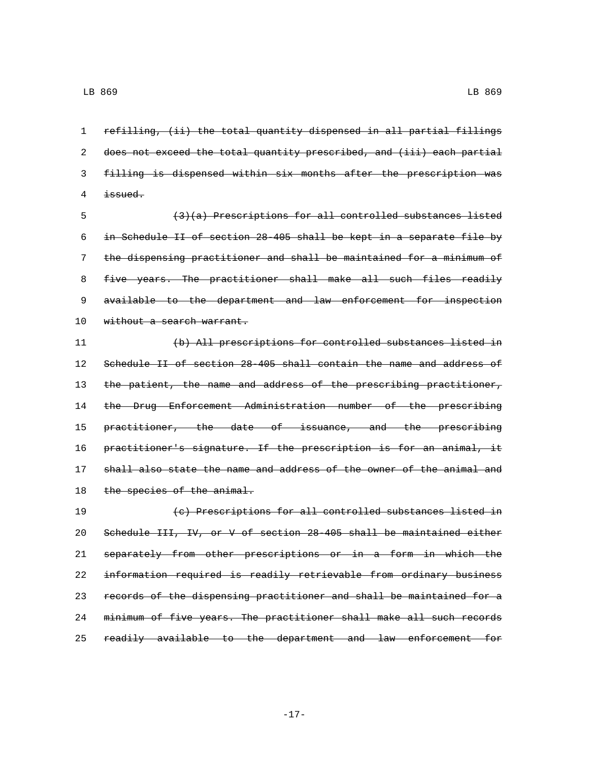~~refilling, (ii) the total quantity dispensed in all partial fillings does not exceed the total quantity prescribed, and (iii) each partial filling is dispensed within six months after the prescription was issued.~~

~~(3)(a) Prescriptions for all controlled substances listed in Schedule II of section 28-405 shall be kept in a separate file by the dispensing practitioner and shall be maintained for a minimum of five years. The practitioner shall make all such files readily available to the department and law enforcement for inspection without a search warrant.~~

~~(b) All prescriptions for controlled substances listed in Schedule II of section 28-405 shall contain the name and address of the patient, the name and address of the prescribing practitioner, the Drug Enforcement Administration number of the prescribing practitioner, the date of issuance, and the prescribing practitioner's signature. If the prescription is for an animal, it shall also state the name and address of the owner of the animal and the species of the animal.~~

~~(c) Prescriptions for all controlled substances listed in Schedule III, IV, or V of section 28-405 shall be maintained either separately from other prescriptions or in a form in which the information required is readily retrievable from ordinary business records of the dispensing practitioner and shall be maintained for a minimum of five years. The practitioner shall make all such records readily available to the department and law enforcement for~~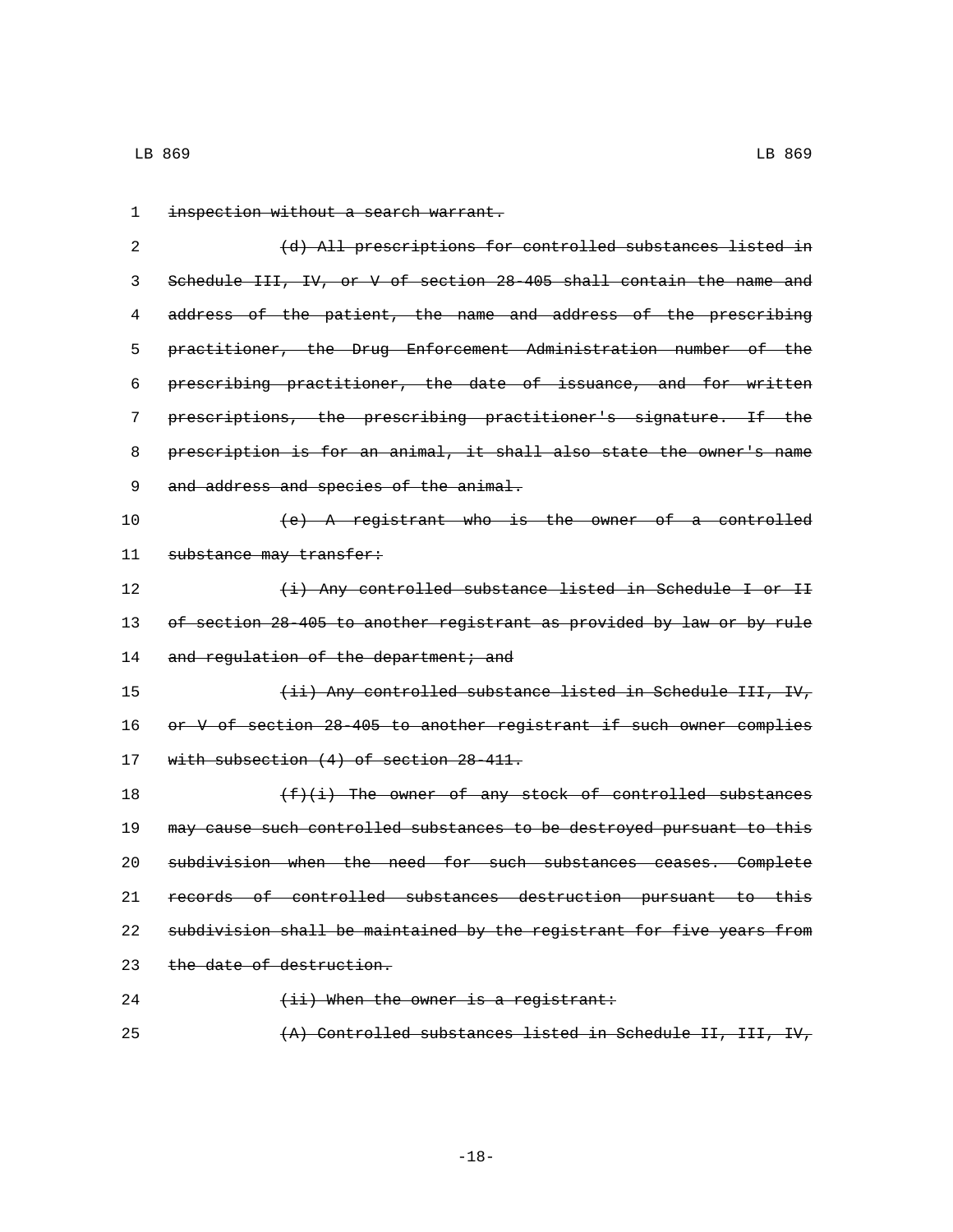1 ~~inspection without a search warrant.~~

2 ~~(d) All prescriptions for controlled substances listed in~~
3 ~~Schedule III, IV, or V of section 28-405 shall contain the name and~~
4 ~~address of the patient, the name and address of the prescribing~~
5 ~~practitioner, the Drug Enforcement Administration number of the~~
6 ~~prescribing practitioner, the date of issuance, and for written~~
7 ~~prescriptions, the prescribing practitioner's signature. If the~~
8 ~~prescription is for an animal, it shall also state the owner's name~~
9 ~~and address and species of the animal.~~

10 ~~(e) A registrant who is the owner of a controlled~~
11 ~~substance may transfer:~~

12 ~~(i) Any controlled substance listed in Schedule I or II~~
13 ~~of section 28-405 to another registrant as provided by law or by rule~~
14 ~~and regulation of the department; and~~

15 ~~(ii) Any controlled substance listed in Schedule III, IV,~~
16 ~~or V of section 28-405 to another registrant if such owner complies~~
17 ~~with subsection (4) of section 28-411.~~

18 ~~(f)(i) The owner of any stock of controlled substances~~
19 ~~may cause such controlled substances to be destroyed pursuant to this~~
20 ~~subdivision when the need for such substances ceases. Complete~~
21 ~~records of controlled substances destruction pursuant to this~~
22 ~~subdivision shall be maintained by the registrant for five years from~~
23 ~~the date of destruction.~~

24 ~~(ii) When the owner is a registrant:~~

25 ~~(A) Controlled substances listed in Schedule II, III, IV,~~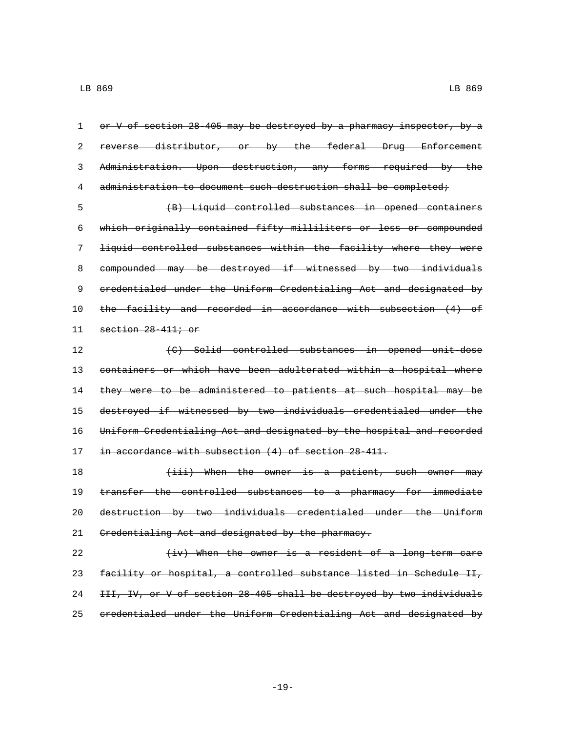~~or V of section 28-405 may be destroyed by a pharmacy inspector, by a reverse distributor, or by the federal Drug Enforcement Administration. Upon destruction, any forms required by the administration to document such destruction shall be completed;~~

~~(B) Liquid controlled substances in opened containers which originally contained fifty milliliters or less or compounded liquid controlled substances within the facility where they were compounded may be destroyed if witnessed by two individuals credentialed under the Uniform Credentialing Act and designated by the facility and recorded in accordance with subsection (4) of section 28-411; or~~

~~(C) Solid controlled substances in opened unit-dose containers or which have been adulterated within a hospital where they were to be administered to patients at such hospital may be destroyed if witnessed by two individuals credentialed under the Uniform Credentialing Act and designated by the hospital and recorded in accordance with subsection (4) of section 28-411.~~

~~(iii) When the owner is a patient, such owner may transfer the controlled substances to a pharmacy for immediate destruction by two individuals credentialed under the Uniform Credentialing Act and designated by the pharmacy.~~

~~(iv) When the owner is a resident of a long-term care facility or hospital, a controlled substance listed in Schedule II, III, IV, or V of section 28-405 shall be destroyed by two individuals credentialed under the Uniform Credentialing Act and designated by~~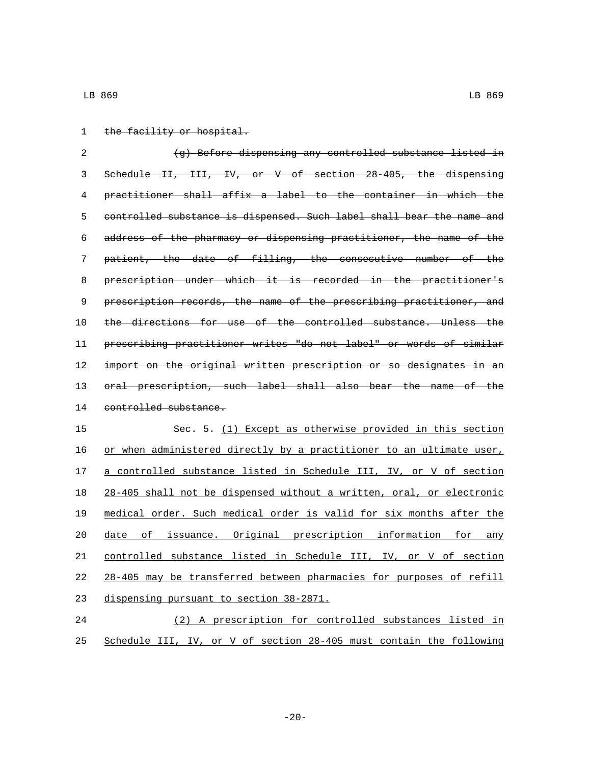~~the facility or hospital.~~

~~(g) Before dispensing any controlled substance listed in Schedule II, III, IV, or V of section 28-405, the dispensing practitioner shall affix a label to the container in which the controlled substance is dispensed. Such label shall bear the name and address of the pharmacy or dispensing practitioner, the name of the patient, the date of filling, the consecutive number of the prescription under which it is recorded in the practitioner's prescription records, the name of the prescribing practitioner, and the directions for use of the controlled substance. Unless the prescribing practitioner writes "do not label" or words of similar import on the original written prescription or so designates in an oral prescription, such label shall also bear the name of the controlled substance.~~

Sec. 5. <u>(1) Except as otherwise provided in this section or when administered directly by a practitioner to an ultimate user, a controlled substance listed in Schedule III, IV, or V of section 28-405 shall not be dispensed without a written, oral, or electronic medical order. Such medical order is valid for six months after the date of issuance. Original prescription information for any controlled substance listed in Schedule III, IV, or V of section 28-405 may be transferred between pharmacies for purposes of refill dispensing pursuant to section 38-2871.</u>

<u>(2) A prescription for controlled substances listed in Schedule III, IV, or V of section 28-405 must contain the following</u>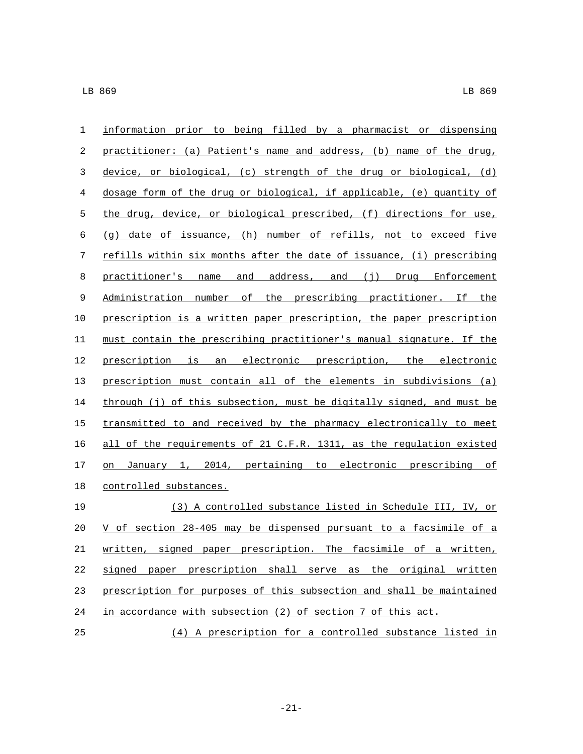information prior to being filled by a pharmacist or dispensing practitioner: (a) Patient's name and address, (b) name of the drug, device, or biological, (c) strength of the drug or biological, (d) dosage form of the drug or biological, if applicable, (e) quantity of the drug, device, or biological prescribed, (f) directions for use, (g) date of issuance, (h) number of refills, not to exceed five refills within six months after the date of issuance, (i) prescribing practitioner's name and address, and (j) Drug Enforcement Administration number of the prescribing practitioner. If the prescription is a written paper prescription, the paper prescription must contain the prescribing practitioner's manual signature. If the prescription is an electronic prescription, the electronic prescription must contain all of the elements in subdivisions (a) through (j) of this subsection, must be digitally signed, and must be transmitted to and received by the pharmacy electronically to meet all of the requirements of 21 C.F.R. 1311, as the regulation existed on January 1, 2014, pertaining to electronic prescribing of controlled substances.

(3) A controlled substance listed in Schedule III, IV, or V of section 28-405 may be dispensed pursuant to a facsimile of a written, signed paper prescription. The facsimile of a written, signed paper prescription shall serve as the original written prescription for purposes of this subsection and shall be maintained in accordance with subsection (2) of section 7 of this act.

(4) A prescription for a controlled substance listed in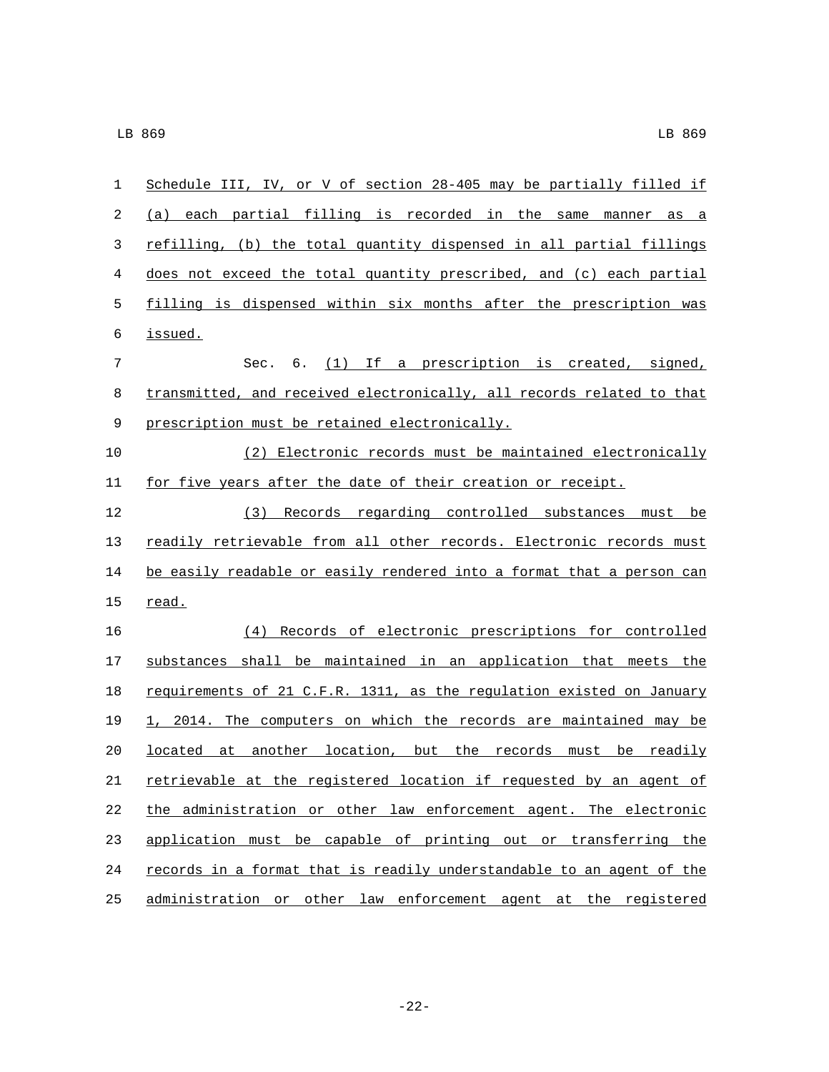Schedule III, IV, or V of section 28-405 may be partially filled if (a) each partial filling is recorded in the same manner as a refilling, (b) the total quantity dispensed in all partial fillings does not exceed the total quantity prescribed, and (c) each partial filling is dispensed within six months after the prescription was issued.

Sec. 6. (1) If a prescription is created, signed, transmitted, and received electronically, all records related to that prescription must be retained electronically.

(2) Electronic records must be maintained electronically for five years after the date of their creation or receipt.

(3) Records regarding controlled substances must be readily retrievable from all other records. Electronic records must be easily readable or easily rendered into a format that a person can read.

(4) Records of electronic prescriptions for controlled substances shall be maintained in an application that meets the requirements of 21 C.F.R. 1311, as the regulation existed on January 1, 2014. The computers on which the records are maintained may be located at another location, but the records must be readily retrievable at the registered location if requested by an agent of the administration or other law enforcement agent. The electronic application must be capable of printing out or transferring the records in a format that is readily understandable to an agent of the administration or other law enforcement agent at the registered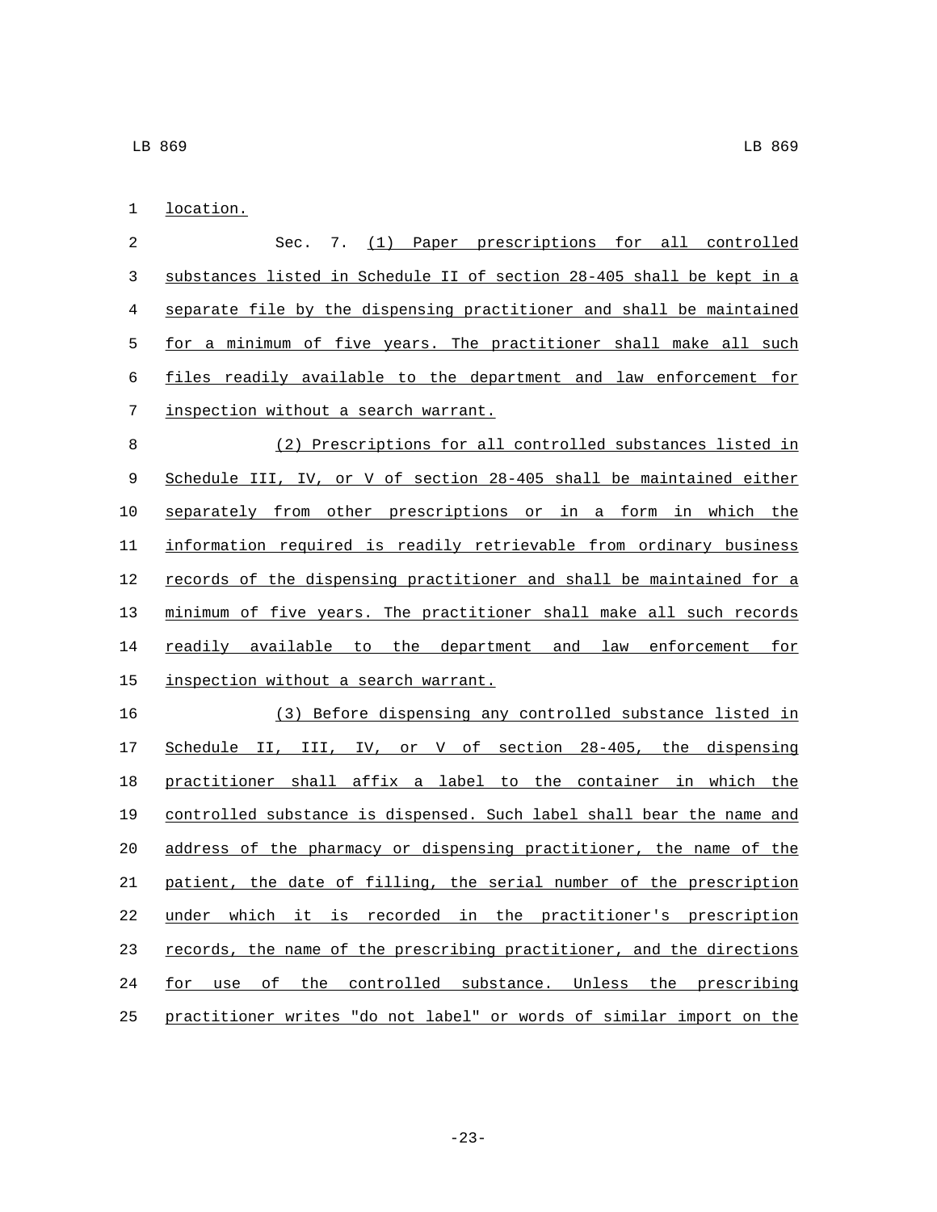location.

Sec. 7. (1) Paper prescriptions for all controlled substances listed in Schedule II of section 28-405 shall be kept in a separate file by the dispensing practitioner and shall be maintained for a minimum of five years. The practitioner shall make all such files readily available to the department and law enforcement for inspection without a search warrant.

(2) Prescriptions for all controlled substances listed in Schedule III, IV, or V of section 28-405 shall be maintained either separately from other prescriptions or in a form in which the information required is readily retrievable from ordinary business records of the dispensing practitioner and shall be maintained for a minimum of five years. The practitioner shall make all such records readily available to the department and law enforcement for inspection without a search warrant.

(3) Before dispensing any controlled substance listed in Schedule II, III, IV, or V of section 28-405, the dispensing practitioner shall affix a label to the container in which the controlled substance is dispensed. Such label shall bear the name and address of the pharmacy or dispensing practitioner, the name of the patient, the date of filling, the serial number of the prescription under which it is recorded in the practitioner's prescription records, the name of the prescribing practitioner, and the directions for use of the controlled substance. Unless the prescribing practitioner writes "do not label" or words of similar import on the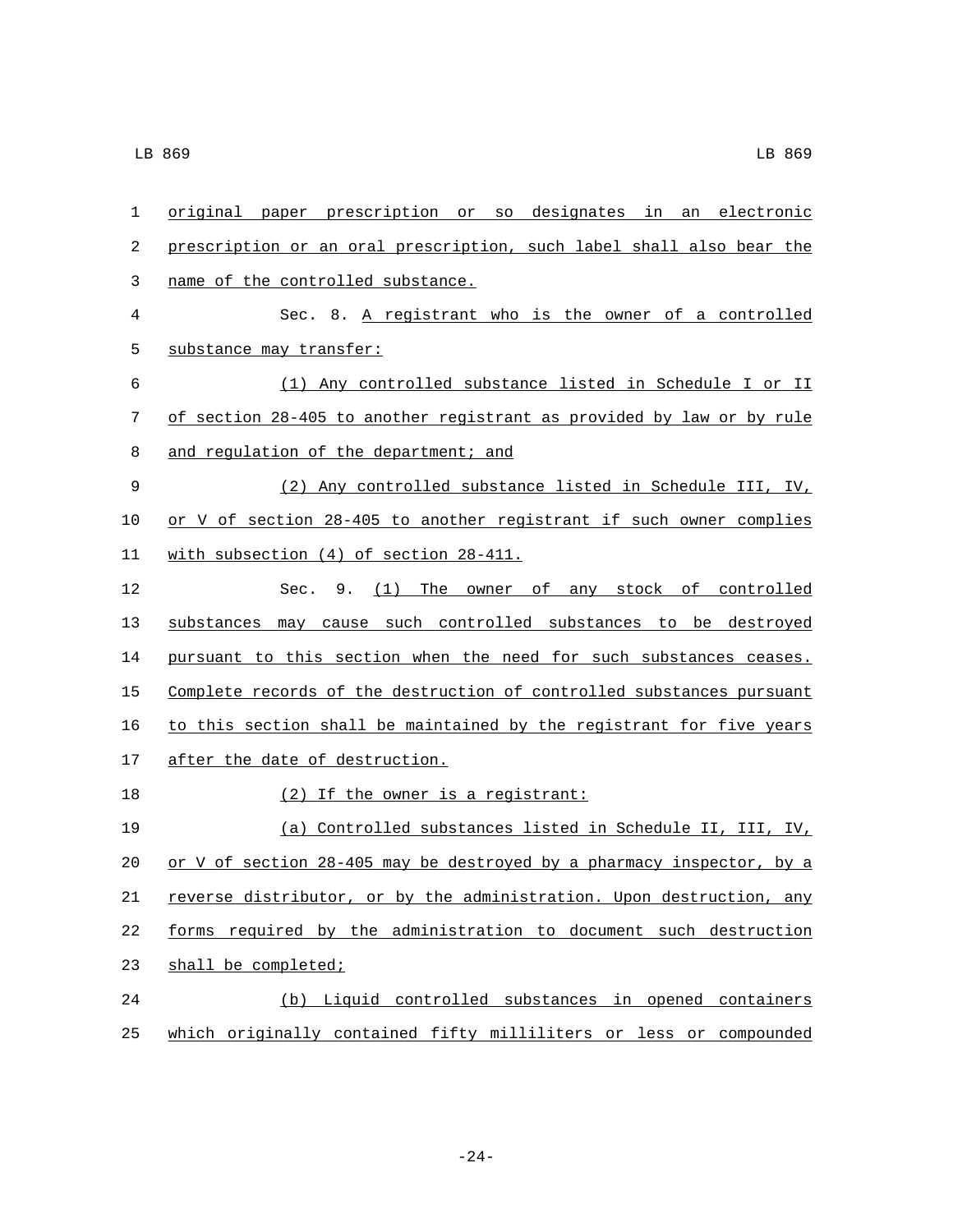original paper prescription or so designates in an electronic prescription or an oral prescription, such label shall also bear the name of the controlled substance.

Sec. 8. A registrant who is the owner of a controlled substance may transfer:

(1) Any controlled substance listed in Schedule I or II of section 28-405 to another registrant as provided by law or by rule and regulation of the department; and

(2) Any controlled substance listed in Schedule III, IV, or V of section 28-405 to another registrant if such owner complies with subsection (4) of section 28-411.

Sec. 9. (1) The owner of any stock of controlled substances may cause such controlled substances to be destroyed pursuant to this section when the need for such substances ceases. Complete records of the destruction of controlled substances pursuant to this section shall be maintained by the registrant for five years after the date of destruction.

(2) If the owner is a registrant:

(a) Controlled substances listed in Schedule II, III, IV, or V of section 28-405 may be destroyed by a pharmacy inspector, by a reverse distributor, or by the administration. Upon destruction, any forms required by the administration to document such destruction shall be completed;

(b) Liquid controlled substances in opened containers which originally contained fifty milliliters or less or compounded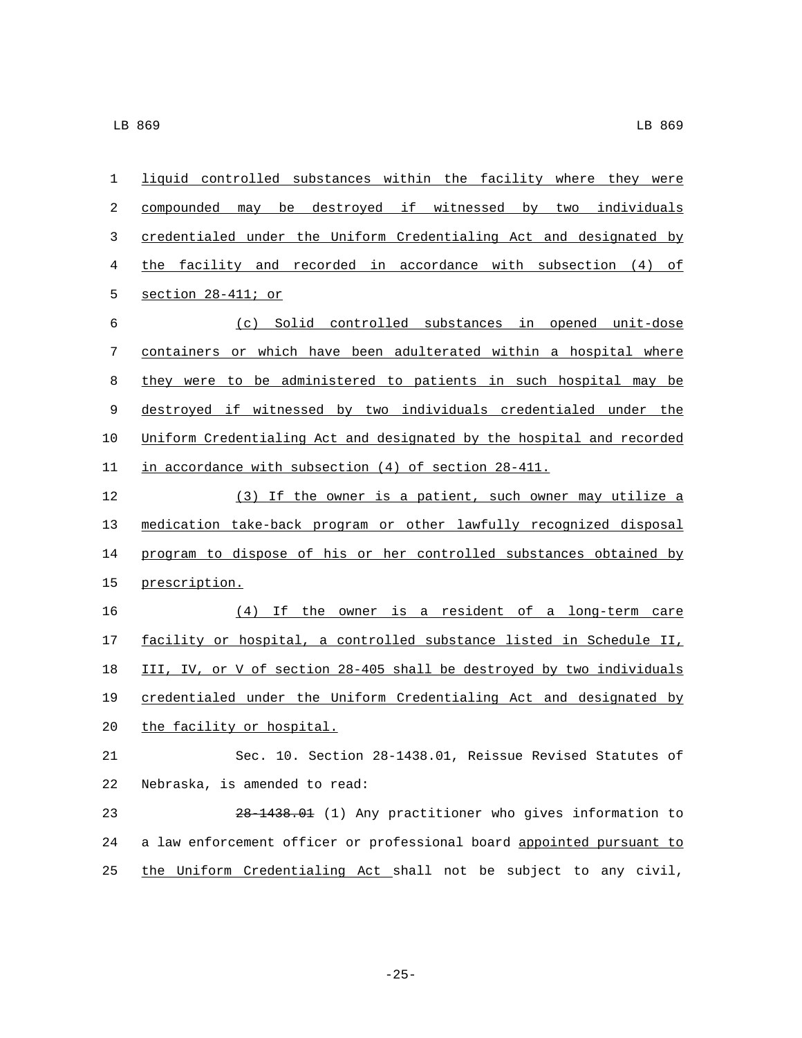liquid controlled substances within the facility where they were compounded may be destroyed if witnessed by two individuals credentialed under the Uniform Credentialing Act and designated by the facility and recorded in accordance with subsection (4) of section 28-411; or

(c) Solid controlled substances in opened unit-dose containers or which have been adulterated within a hospital where they were to be administered to patients in such hospital may be destroyed if witnessed by two individuals credentialed under the Uniform Credentialing Act and designated by the hospital and recorded in accordance with subsection (4) of section 28-411.

(3) If the owner is a patient, such owner may utilize a medication take-back program or other lawfully recognized disposal program to dispose of his or her controlled substances obtained by prescription.

(4) If the owner is a resident of a long-term care facility or hospital, a controlled substance listed in Schedule II, III, IV, or V of section 28-405 shall be destroyed by two individuals credentialed under the Uniform Credentialing Act and designated by the facility or hospital.

Sec. 10. Section 28-1438.01, Reissue Revised Statutes of Nebraska, is amended to read:

~~28-1438.01~~ (1) Any practitioner who gives information to a law enforcement officer or professional board appointed pursuant to the Uniform Credentialing Act shall not be subject to any civil,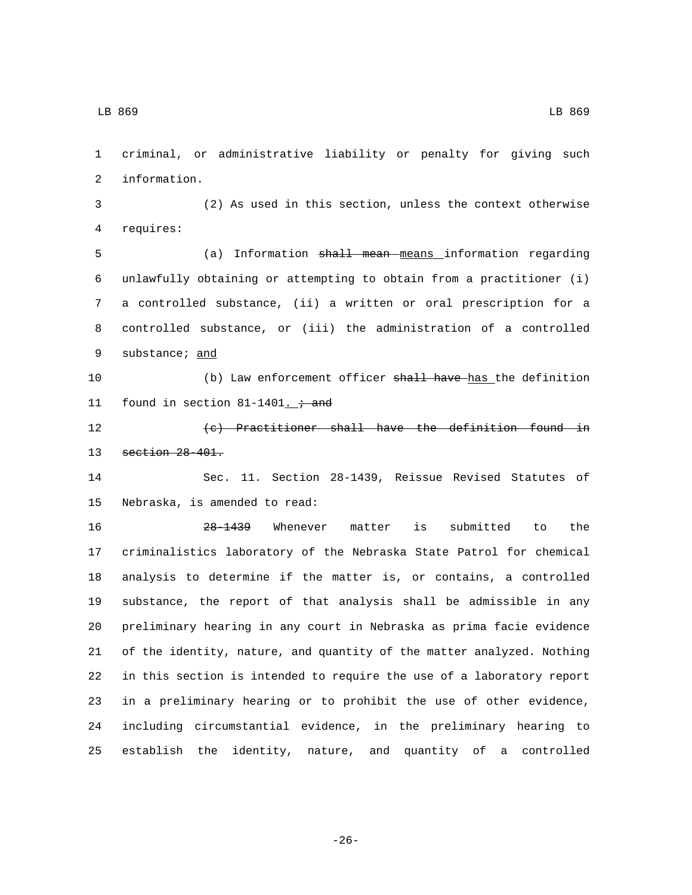criminal, or administrative liability or penalty for giving such information.

(2) As used in this section, unless the context otherwise requires:

(a) Information ~~shall mean~~ means information regarding unlawfully obtaining or attempting to obtain from a practitioner (i) a controlled substance, (ii) a written or oral prescription for a controlled substance, or (iii) the administration of a controlled substance; and

(b) Law enforcement officer ~~shall have~~ has the definition found in section 81-1401. ~~; and~~

~~(c) Practitioner shall have the definition found in section 28-401.~~

Sec. 11. Section 28-1439, Reissue Revised Statutes of Nebraska, is amended to read:

~~28-1439~~ Whenever matter is submitted to the criminalistics laboratory of the Nebraska State Patrol for chemical analysis to determine if the matter is, or contains, a controlled substance, the report of that analysis shall be admissible in any preliminary hearing in any court in Nebraska as prima facie evidence of the identity, nature, and quantity of the matter analyzed. Nothing in this section is intended to require the use of a laboratory report in a preliminary hearing or to prohibit the use of other evidence, including circumstantial evidence, in the preliminary hearing to establish the identity, nature, and quantity of a controlled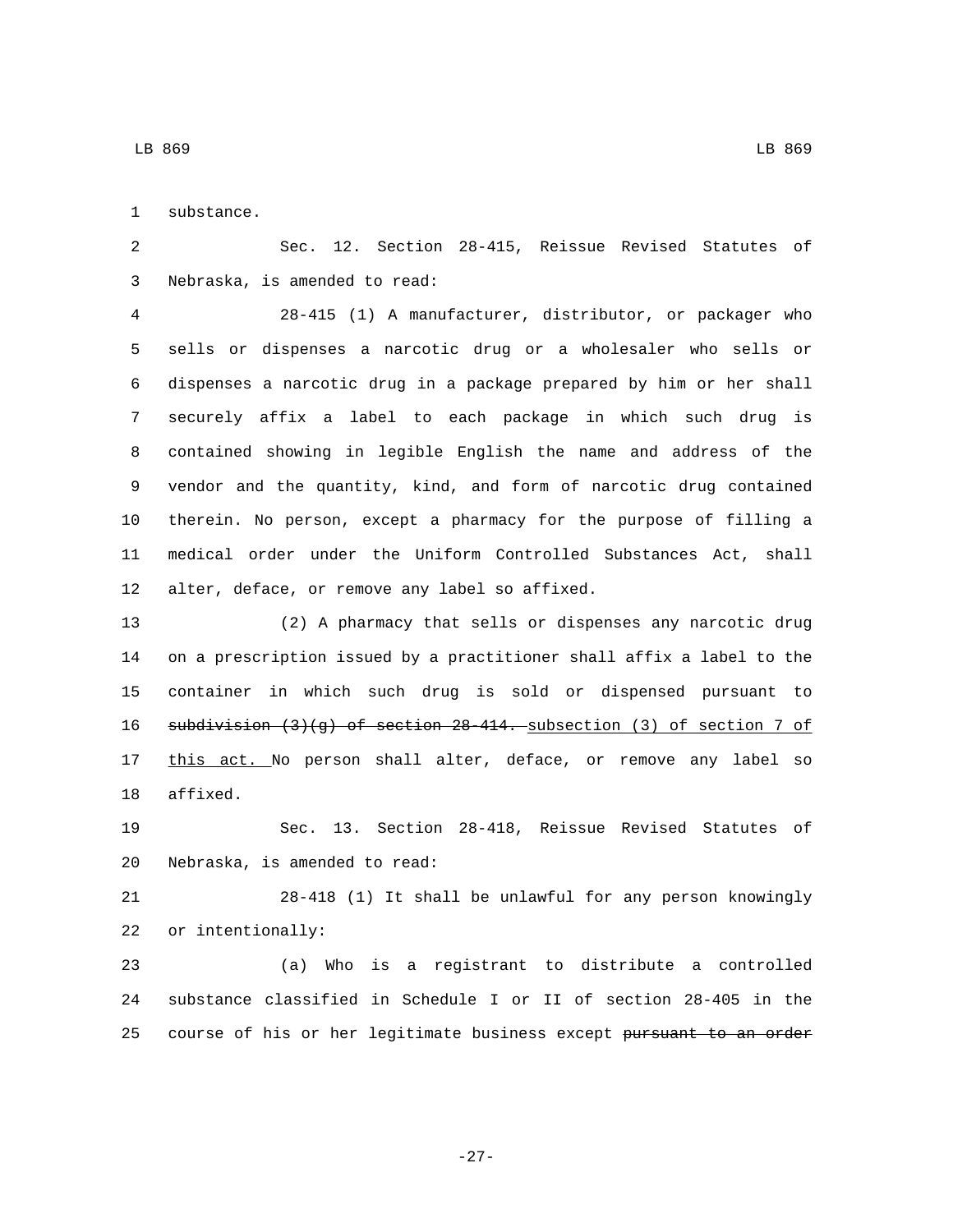substance.

Sec. 12. Section 28-415, Reissue Revised Statutes of Nebraska, is amended to read:

28-415 (1) A manufacturer, distributor, or packager who sells or dispenses a narcotic drug or a wholesaler who sells or dispenses a narcotic drug in a package prepared by him or her shall securely affix a label to each package in which such drug is contained showing in legible English the name and address of the vendor and the quantity, kind, and form of narcotic drug contained therein. No person, except a pharmacy for the purpose of filling a medical order under the Uniform Controlled Substances Act, shall alter, deface, or remove any label so affixed.

(2) A pharmacy that sells or dispenses any narcotic drug on a prescription issued by a practitioner shall affix a label to the container in which such drug is sold or dispensed pursuant to ~~subdivision (3)(g) of section 28-414.~~ <u>subsection (3) of section 7 of this act.</u> No person shall alter, deface, or remove any label so affixed.

Sec. 13. Section 28-418, Reissue Revised Statutes of Nebraska, is amended to read:

28-418 (1) It shall be unlawful for any person knowingly or intentionally:

(a) Who is a registrant to distribute a controlled substance classified in Schedule I or II of section 28-405 in the course of his or her legitimate business except ~~pursuant to an order~~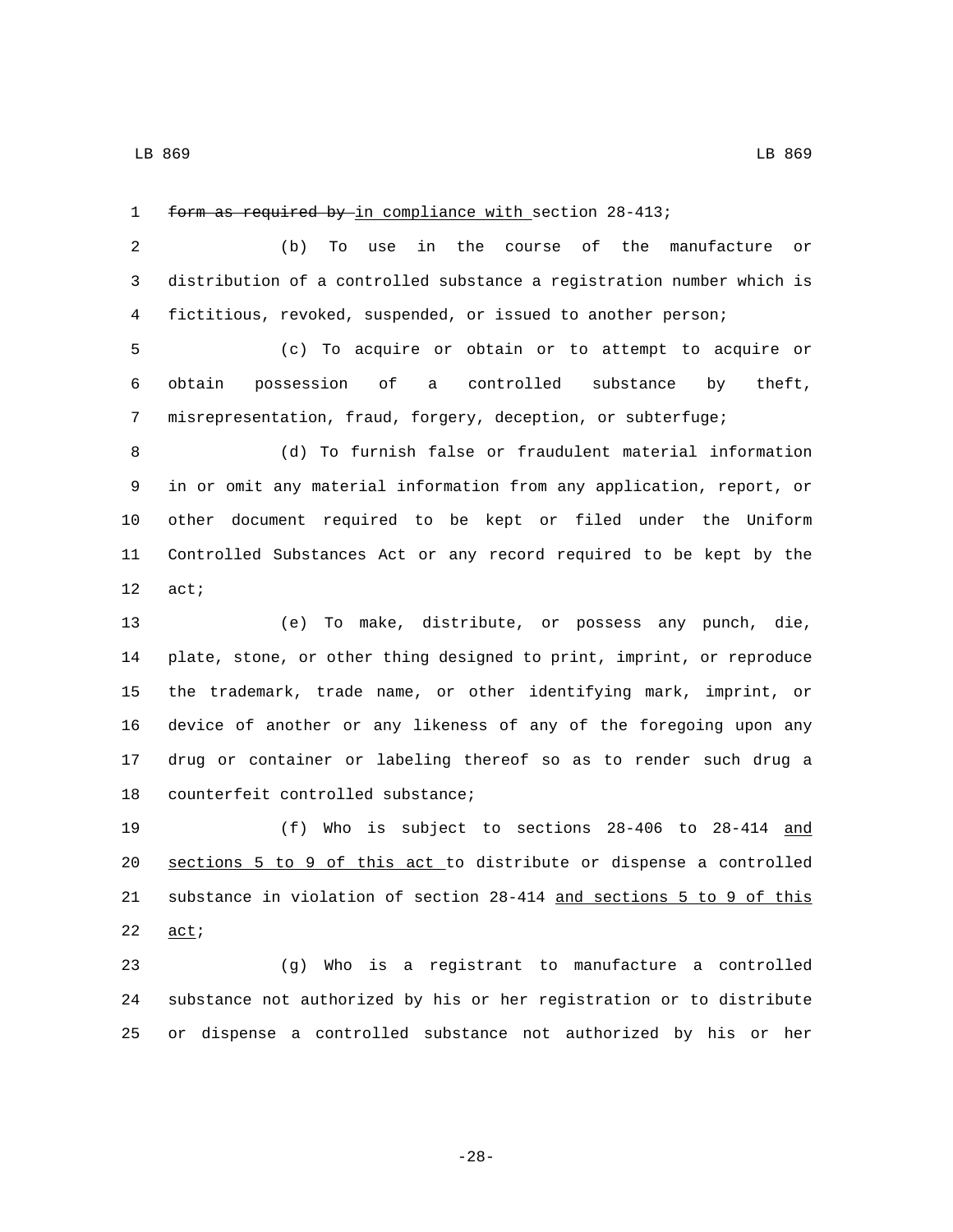~~form as required by~~ in compliance with section 28-413;

(b) To use in the course of the manufacture or distribution of a controlled substance a registration number which is fictitious, revoked, suspended, or issued to another person;

(c) To acquire or obtain or to attempt to acquire or obtain possession of a controlled substance by theft, misrepresentation, fraud, forgery, deception, or subterfuge;

(d) To furnish false or fraudulent material information in or omit any material information from any application, report, or other document required to be kept or filed under the Uniform Controlled Substances Act or any record required to be kept by the act;

(e) To make, distribute, or possess any punch, die, plate, stone, or other thing designed to print, imprint, or reproduce the trademark, trade name, or other identifying mark, imprint, or device of another or any likeness of any of the foregoing upon any drug or container or labeling thereof so as to render such drug a counterfeit controlled substance;

(f) Who is subject to sections 28-406 to 28-414 <u>and sections 5 to 9 of this act</u> to distribute or dispense a controlled substance in violation of section 28-414 <u>and sections 5 to 9 of this act</u>;

(g) Who is a registrant to manufacture a controlled substance not authorized by his or her registration or to distribute or dispense a controlled substance not authorized by his or her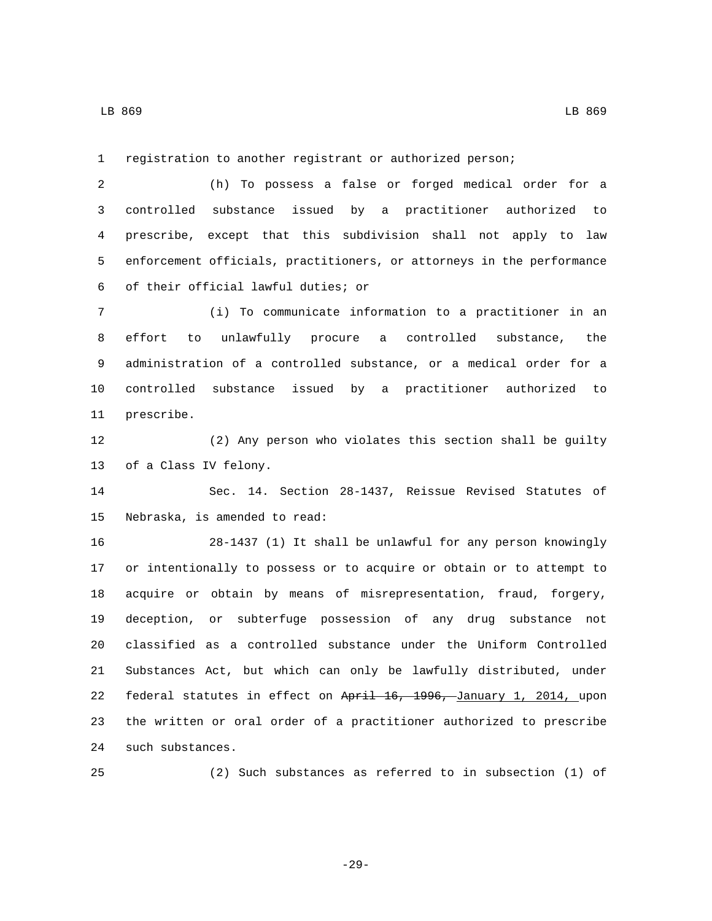registration to another registrant or authorized person;

(h) To possess a false or forged medical order for a controlled substance issued by a practitioner authorized to prescribe, except that this subdivision shall not apply to law enforcement officials, practitioners, or attorneys in the performance of their official lawful duties; or

(i) To communicate information to a practitioner in an effort to unlawfully procure a controlled substance, the administration of a controlled substance, or a medical order for a controlled substance issued by a practitioner authorized to prescribe.

(2) Any person who violates this section shall be guilty of a Class IV felony.

Sec. 14. Section 28-1437, Reissue Revised Statutes of Nebraska, is amended to read:

28-1437 (1) It shall be unlawful for any person knowingly or intentionally to possess or to acquire or obtain or to attempt to acquire or obtain by means of misrepresentation, fraud, forgery, deception, or subterfuge possession of any drug substance not classified as a controlled substance under the Uniform Controlled Substances Act, but which can only be lawfully distributed, under federal statutes in effect on ~~April 16, 1996,~~ January 1, 2014, upon the written or oral order of a practitioner authorized to prescribe such substances.

(2) Such substances as referred to in subsection (1) of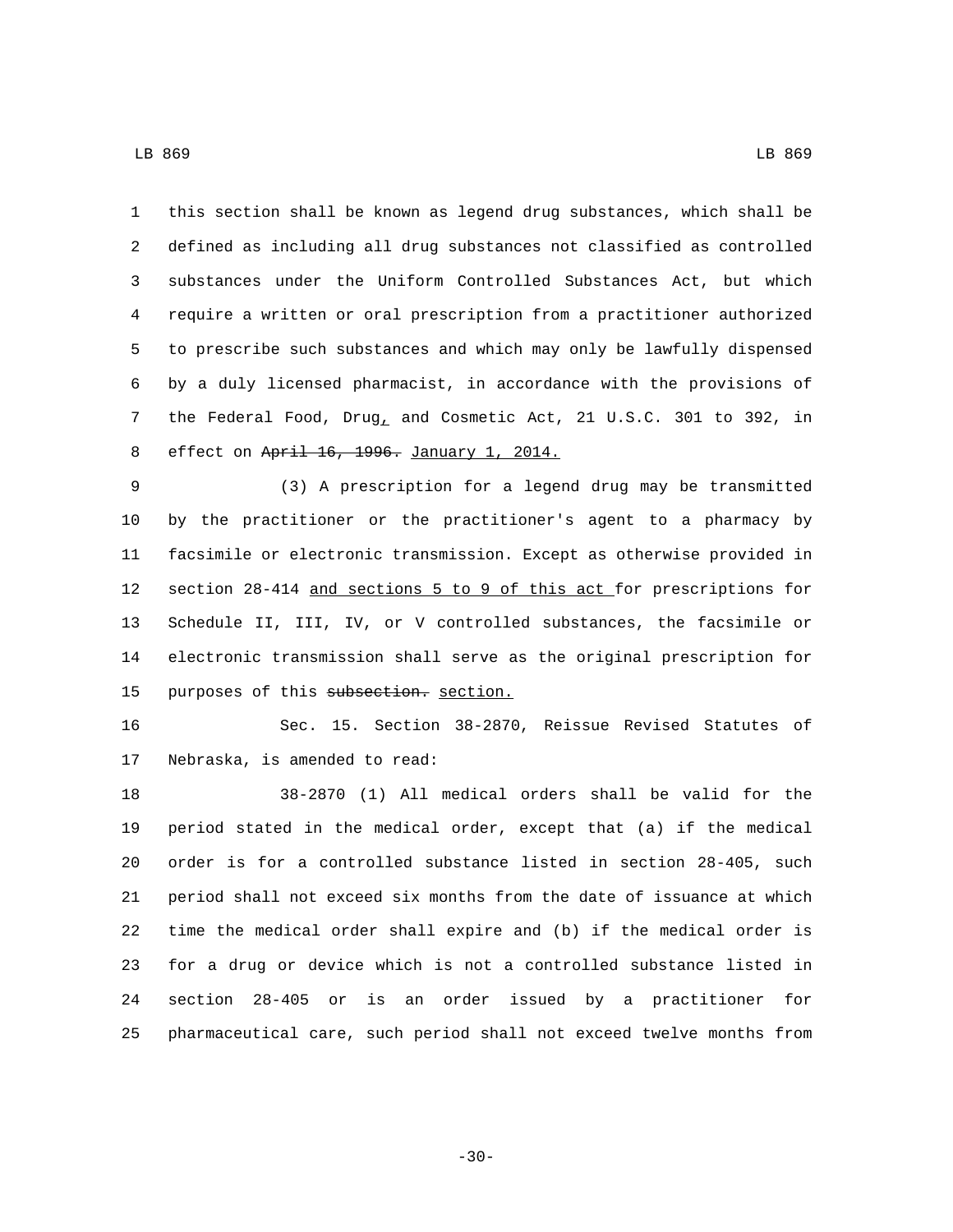this section shall be known as legend drug substances, which shall be defined as including all drug substances not classified as controlled substances under the Uniform Controlled Substances Act, but which require a written or oral prescription from a practitioner authorized to prescribe such substances and which may only be lawfully dispensed by a duly licensed pharmacist, in accordance with the provisions of the Federal Food, Drug, and Cosmetic Act, 21 U.S.C. 301 to 392, in effect on ~~April 16, 1996.~~ January 1, 2014.

(3) A prescription for a legend drug may be transmitted by the practitioner or the practitioner's agent to a pharmacy by facsimile or electronic transmission. Except as otherwise provided in section 28-414 and sections 5 to 9 of this act for prescriptions for Schedule II, III, IV, or V controlled substances, the facsimile or electronic transmission shall serve as the original prescription for purposes of this ~~subsection.~~ section.

Sec. 15. Section 38-2870, Reissue Revised Statutes of Nebraska, is amended to read:

38-2870 (1) All medical orders shall be valid for the period stated in the medical order, except that (a) if the medical order is for a controlled substance listed in section 28-405, such period shall not exceed six months from the date of issuance at which time the medical order shall expire and (b) if the medical order is for a drug or device which is not a controlled substance listed in section 28-405 or is an order issued by a practitioner for pharmaceutical care, such period shall not exceed twelve months from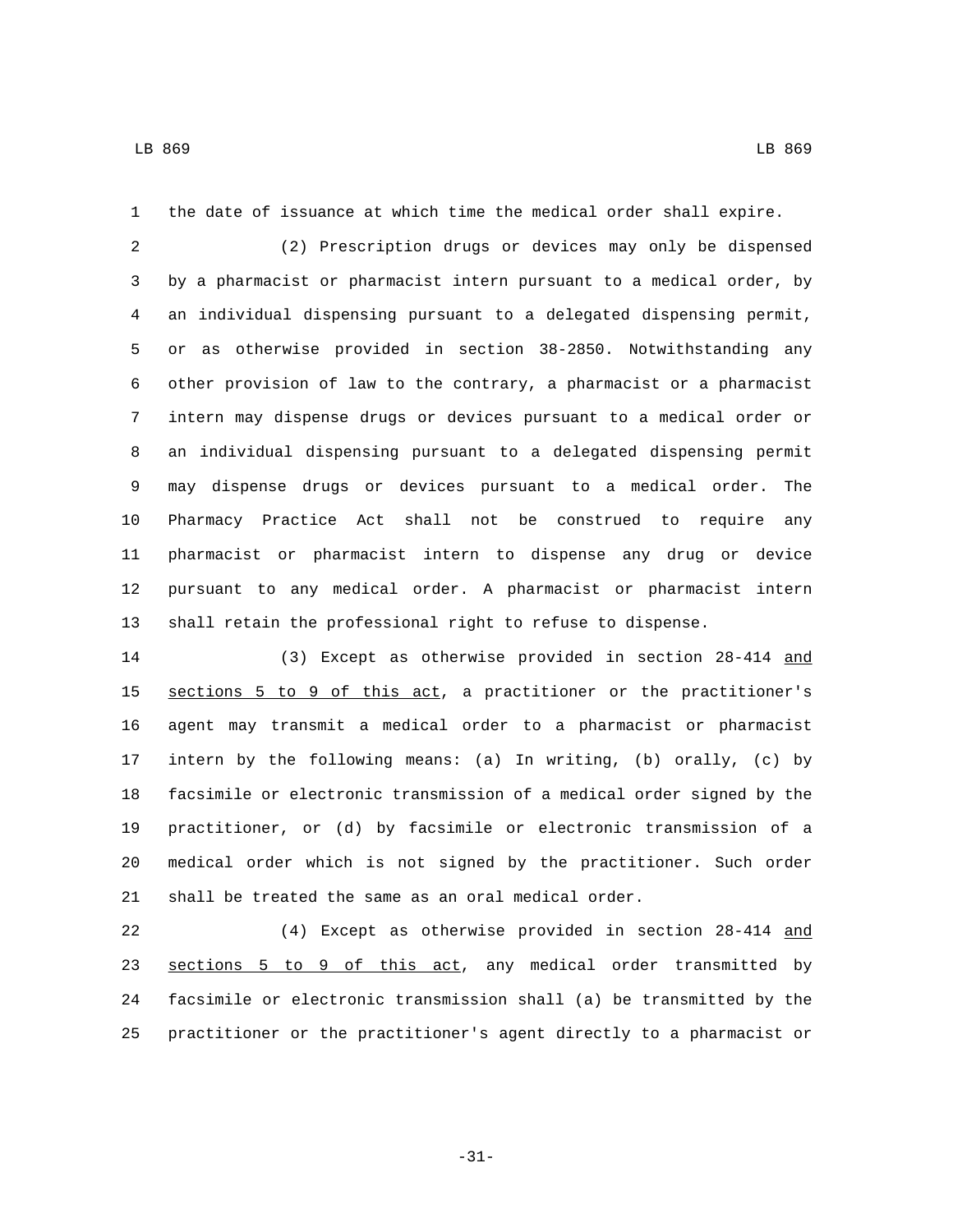the date of issuance at which time the medical order shall expire.

(2) Prescription drugs or devices may only be dispensed by a pharmacist or pharmacist intern pursuant to a medical order, by an individual dispensing pursuant to a delegated dispensing permit, or as otherwise provided in section 38-2850. Notwithstanding any other provision of law to the contrary, a pharmacist or a pharmacist intern may dispense drugs or devices pursuant to a medical order or an individual dispensing pursuant to a delegated dispensing permit may dispense drugs or devices pursuant to a medical order. The Pharmacy Practice Act shall not be construed to require any pharmacist or pharmacist intern to dispense any drug or device pursuant to any medical order. A pharmacist or pharmacist intern shall retain the professional right to refuse to dispense.

(3) Except as otherwise provided in section 28-414 <u>and sections 5 to 9 of this act</u>, a practitioner or the practitioner's agent may transmit a medical order to a pharmacist or pharmacist intern by the following means: (a) In writing, (b) orally, (c) by facsimile or electronic transmission of a medical order signed by the practitioner, or (d) by facsimile or electronic transmission of a medical order which is not signed by the practitioner. Such order shall be treated the same as an oral medical order.

(4) Except as otherwise provided in section 28-414 <u>and sections 5 to 9 of this act</u>, any medical order transmitted by facsimile or electronic transmission shall (a) be transmitted by the practitioner or the practitioner's agent directly to a pharmacist or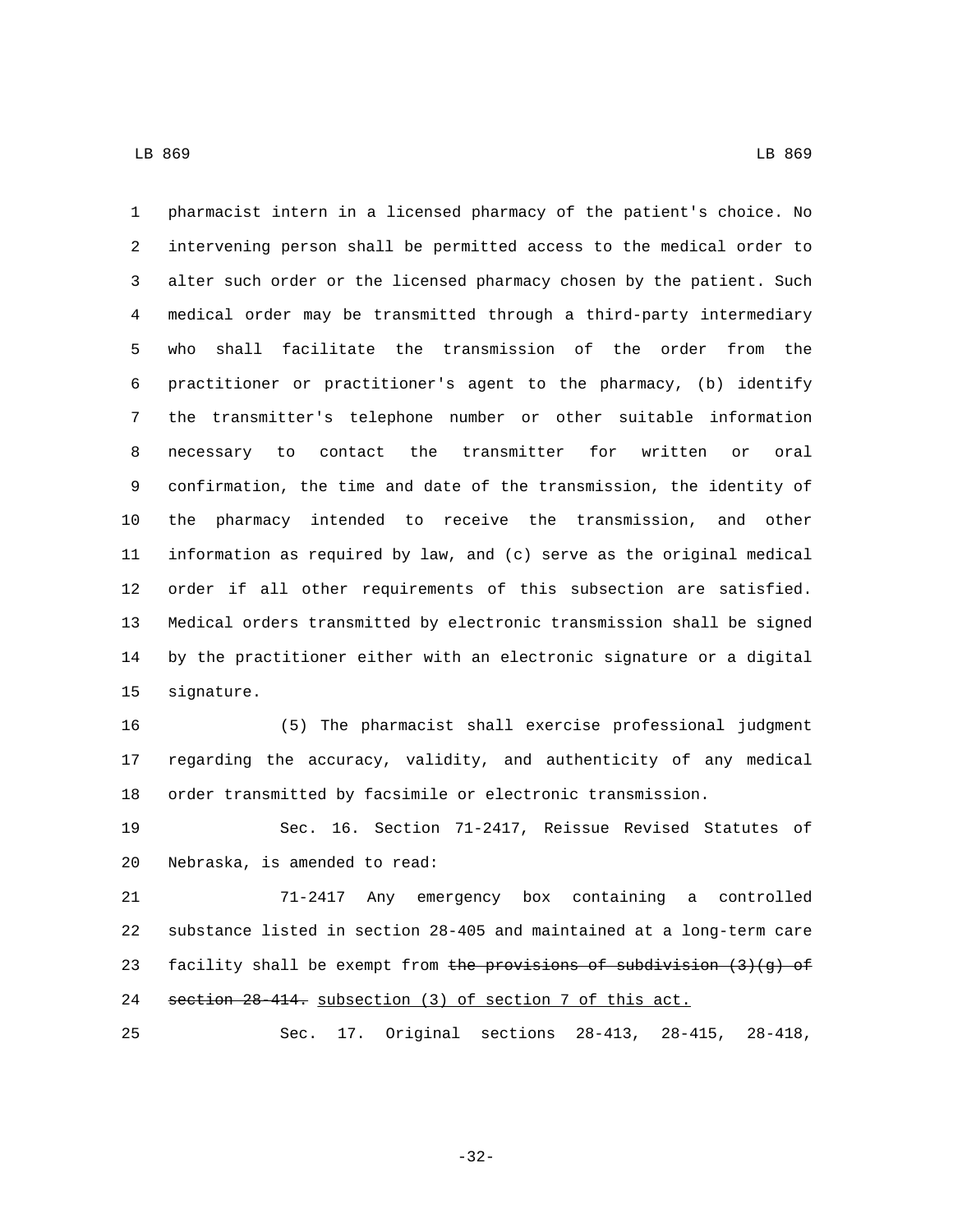pharmacist intern in a licensed pharmacy of the patient's choice. No intervening person shall be permitted access to the medical order to alter such order or the licensed pharmacy chosen by the patient. Such medical order may be transmitted through a third-party intermediary who shall facilitate the transmission of the order from the practitioner or practitioner's agent to the pharmacy, (b) identify the transmitter's telephone number or other suitable information necessary to contact the transmitter for written or oral confirmation, the time and date of the transmission, the identity of the pharmacy intended to receive the transmission, and other information as required by law, and (c) serve as the original medical order if all other requirements of this subsection are satisfied. Medical orders transmitted by electronic transmission shall be signed by the practitioner either with an electronic signature or a digital signature.

(5) The pharmacist shall exercise professional judgment regarding the accuracy, validity, and authenticity of any medical order transmitted by facsimile or electronic transmission.

Sec. 16. Section 71-2417, Reissue Revised Statutes of Nebraska, is amended to read:

71-2417 Any emergency box containing a controlled substance listed in section 28-405 and maintained at a long-term care facility shall be exempt from ~~the provisions of subdivision (3)(g) of section 28-414.~~ subsection (3) of section 7 of this act.

Sec. 17. Original sections 28-413, 28-415, 28-418,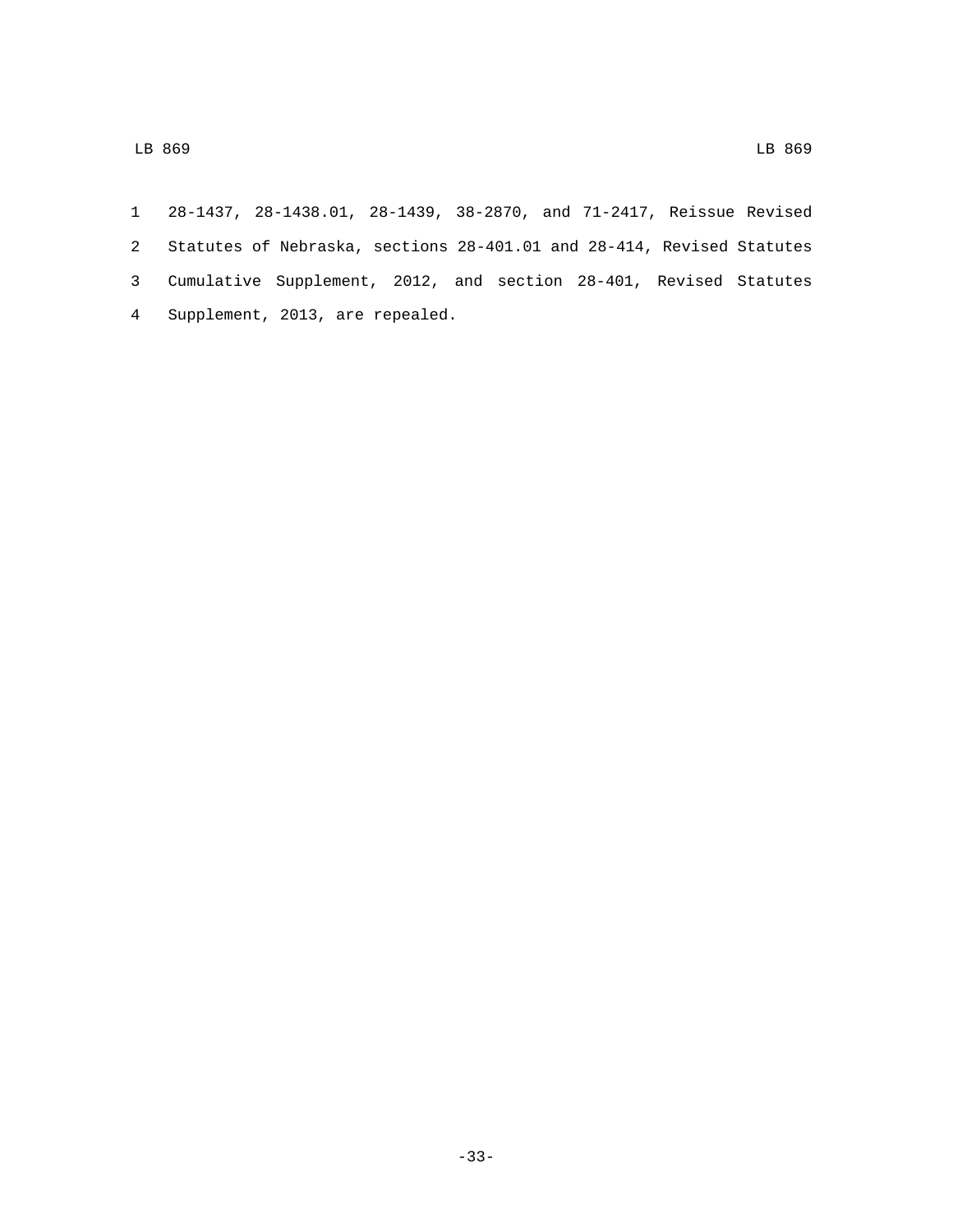28-1437, 28-1438.01, 28-1439, 38-2870, and 71-2417, Reissue Revised Statutes of Nebraska, sections 28-401.01 and 28-414, Revised Statutes Cumulative Supplement, 2012, and section 28-401, Revised Statutes Supplement, 2013, are repealed.